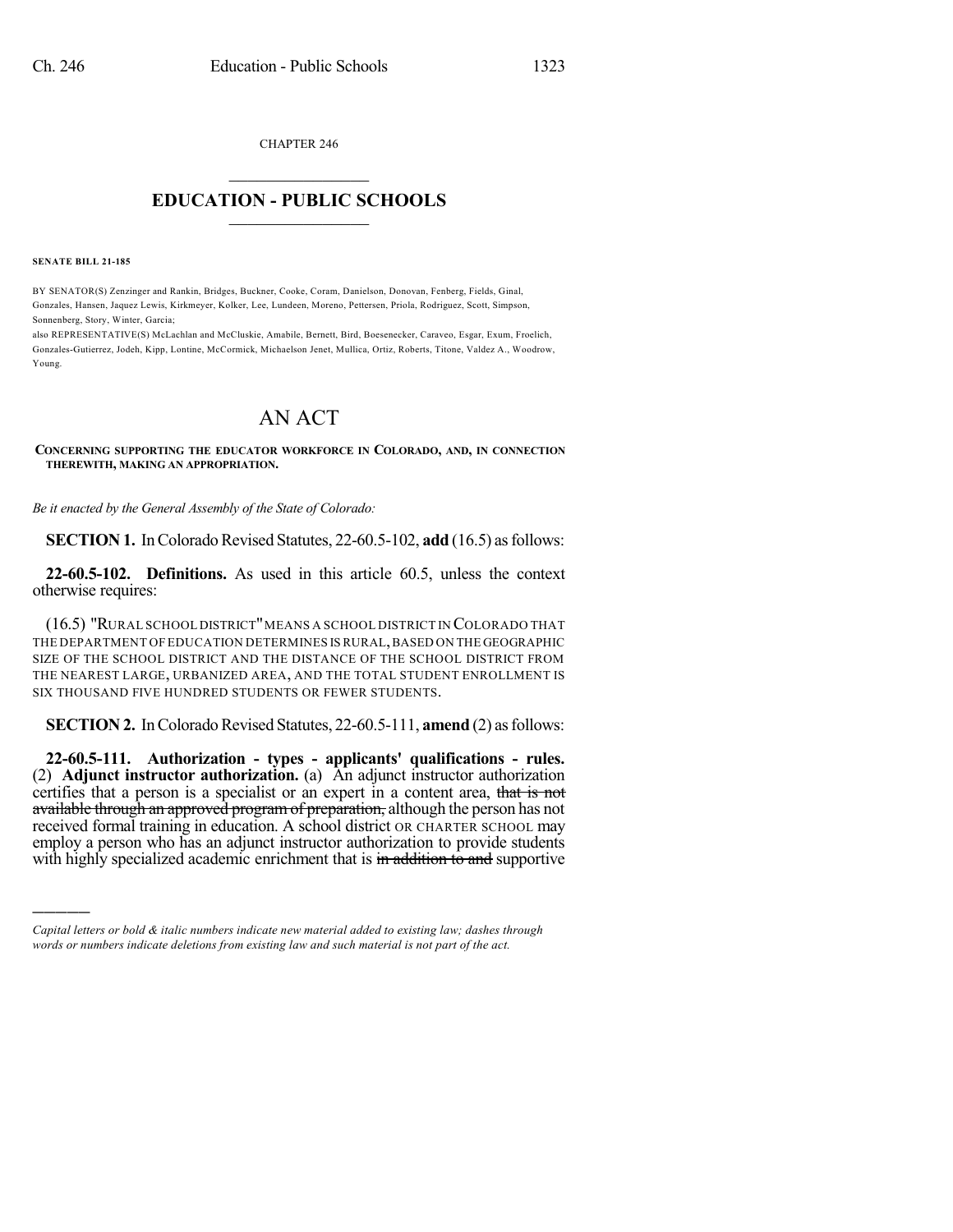CHAPTER 246

# EDUCATION - PUBLIC SCHOOLS

**SENATE BILL 21-185**

BY SENATOR(S) Zenzinger and Rankin, Bridges, Buckner, Cooke, Coram, Danielson, Donovan, Fenberg, Fields, Ginal, Gonzales, Hansen, Jaquez Lewis, Kirkmeyer, Kolker, Lee, Lundeen, Moreno, Pettersen, Priola, Rodriguez, Scott, Simpson, Sonnenberg, Story, Winter, Garcia;
also REPRESENTATIVE(S) McLachlan and McCluskie, Amabile, Bernett, Bird, Boesenecker, Caraveo, Esgar, Exum, Froelich, Gonzales-Gutierrez, Jodeh, Kipp, Lontine, McCormick, Michaelson Jenet, Mullica, Ortiz, Roberts, Titone, Valdez A., Woodrow, Young.

# AN ACT

**CONCERNING SUPPORTING THE EDUCATOR WORKFORCE IN COLORADO, AND, IN CONNECTION THEREWITH, MAKING AN APPROPRIATION.**

*Be it enacted by the General Assembly of the State of Colorado:*

**SECTION 1.** In Colorado Revised Statutes, 22-60.5-102, **add** (16.5) as follows:

**22-60.5-102. Definitions.** As used in this article 60.5, unless the context otherwise requires:

(16.5) "RURAL SCHOOL DISTRICT" MEANS A SCHOOL DISTRICT IN COLORADO THAT THE DEPARTMENT OF EDUCATION DETERMINES IS RURAL, BASED ON THE GEOGRAPHIC SIZE OF THE SCHOOL DISTRICT AND THE DISTANCE OF THE SCHOOL DISTRICT FROM THE NEAREST LARGE, URBANIZED AREA, AND THE TOTAL STUDENT ENROLLMENT IS SIX THOUSAND FIVE HUNDRED STUDENTS OR FEWER STUDENTS.

**SECTION 2.** In Colorado Revised Statutes, 22-60.5-111, **amend** (2) as follows:

**22-60.5-111. Authorization - types - applicants' qualifications - rules.** (2) **Adjunct instructor authorization.** (a) An adjunct instructor authorization certifies that a person is a specialist or an expert in a content area, ~~that is not available through an approved program of preparation,~~ although the person has not received formal training in education. A school district OR CHARTER SCHOOL may employ a person who has an adjunct instructor authorization to provide students with highly specialized academic enrichment that is ~~in addition to and~~ supportive

---

*Capital letters or bold & italic numbers indicate new material added to existing law; dashes through words or numbers indicate deletions from existing law and such material is not part of the act.*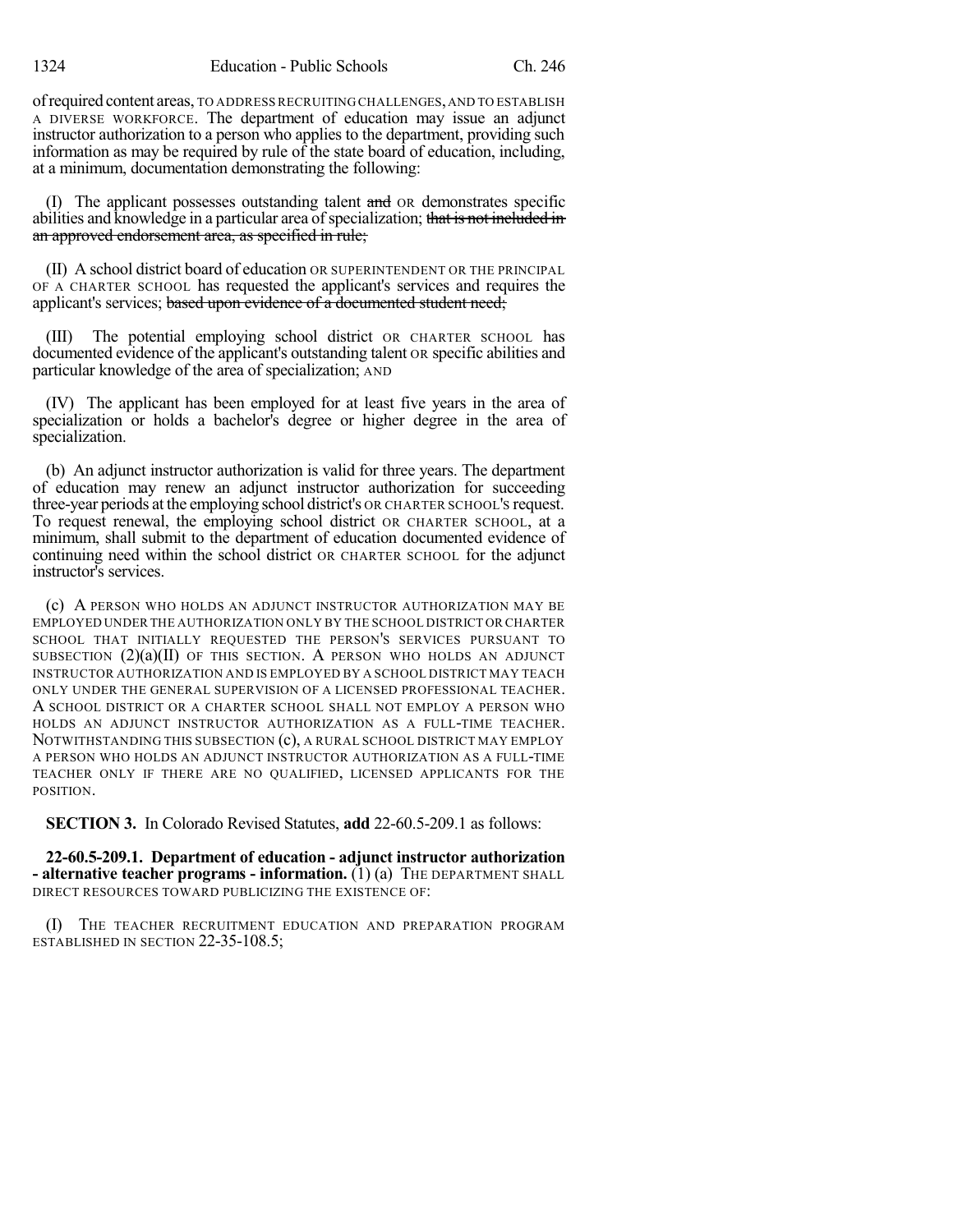of required content areas, TO ADDRESS RECRUITING CHALLENGES, AND TO ESTABLISH A DIVERSE WORKFORCE. The department of education may issue an adjunct instructor authorization to a person who applies to the department, providing such information as may be required by rule of the state board of education, including, at a minimum, documentation demonstrating the following:

(I) The applicant possesses outstanding talent ~~and~~ OR demonstrates specific abilities and knowledge in a particular area of specialization; ~~that is not included in an approved endorsement area, as specified in rule;~~

(II) A school district board of education OR SUPERINTENDENT OR THE PRINCIPAL OF A CHARTER SCHOOL has requested the applicant's services and requires the applicant's services; ~~based upon evidence of a documented student need;~~

(III) The potential employing school district OR CHARTER SCHOOL has documented evidence of the applicant's outstanding talent OR specific abilities and particular knowledge of the area of specialization; AND

(IV) The applicant has been employed for at least five years in the area of specialization or holds a bachelor's degree or higher degree in the area of specialization.

(b) An adjunct instructor authorization is valid for three years. The department of education may renew an adjunct instructor authorization for succeeding three-year periods at the employing school district's OR CHARTER SCHOOL'S request. To request renewal, the employing school district OR CHARTER SCHOOL, at a minimum, shall submit to the department of education documented evidence of continuing need within the school district OR CHARTER SCHOOL for the adjunct instructor's services.

(c) A PERSON WHO HOLDS AN ADJUNCT INSTRUCTOR AUTHORIZATION MAY BE EMPLOYED UNDER THE AUTHORIZATION ONLY BY THE SCHOOL DISTRICT OR CHARTER SCHOOL THAT INITIALLY REQUESTED THE PERSON'S SERVICES PURSUANT TO SUBSECTION (2)(a)(II) OF THIS SECTION. A PERSON WHO HOLDS AN ADJUNCT INSTRUCTOR AUTHORIZATION AND IS EMPLOYED BY A SCHOOL DISTRICT MAY TEACH ONLY UNDER THE GENERAL SUPERVISION OF A LICENSED PROFESSIONAL TEACHER. A SCHOOL DISTRICT OR A CHARTER SCHOOL SHALL NOT EMPLOY A PERSON WHO HOLDS AN ADJUNCT INSTRUCTOR AUTHORIZATION AS A FULL-TIME TEACHER. NOTWITHSTANDING THIS SUBSECTION (c), A RURAL SCHOOL DISTRICT MAY EMPLOY A PERSON WHO HOLDS AN ADJUNCT INSTRUCTOR AUTHORIZATION AS A FULL-TIME TEACHER ONLY IF THERE ARE NO QUALIFIED, LICENSED APPLICANTS FOR THE POSITION.

**SECTION 3.** In Colorado Revised Statutes, **add** 22-60.5-209.1 as follows:

**22-60.5-209.1. Department of education - adjunct instructor authorization - alternative teacher programs - information.** (1) (a) THE DEPARTMENT SHALL DIRECT RESOURCES TOWARD PUBLICIZING THE EXISTENCE OF:

(I) THE TEACHER RECRUITMENT EDUCATION AND PREPARATION PROGRAM ESTABLISHED IN SECTION 22-35-108.5;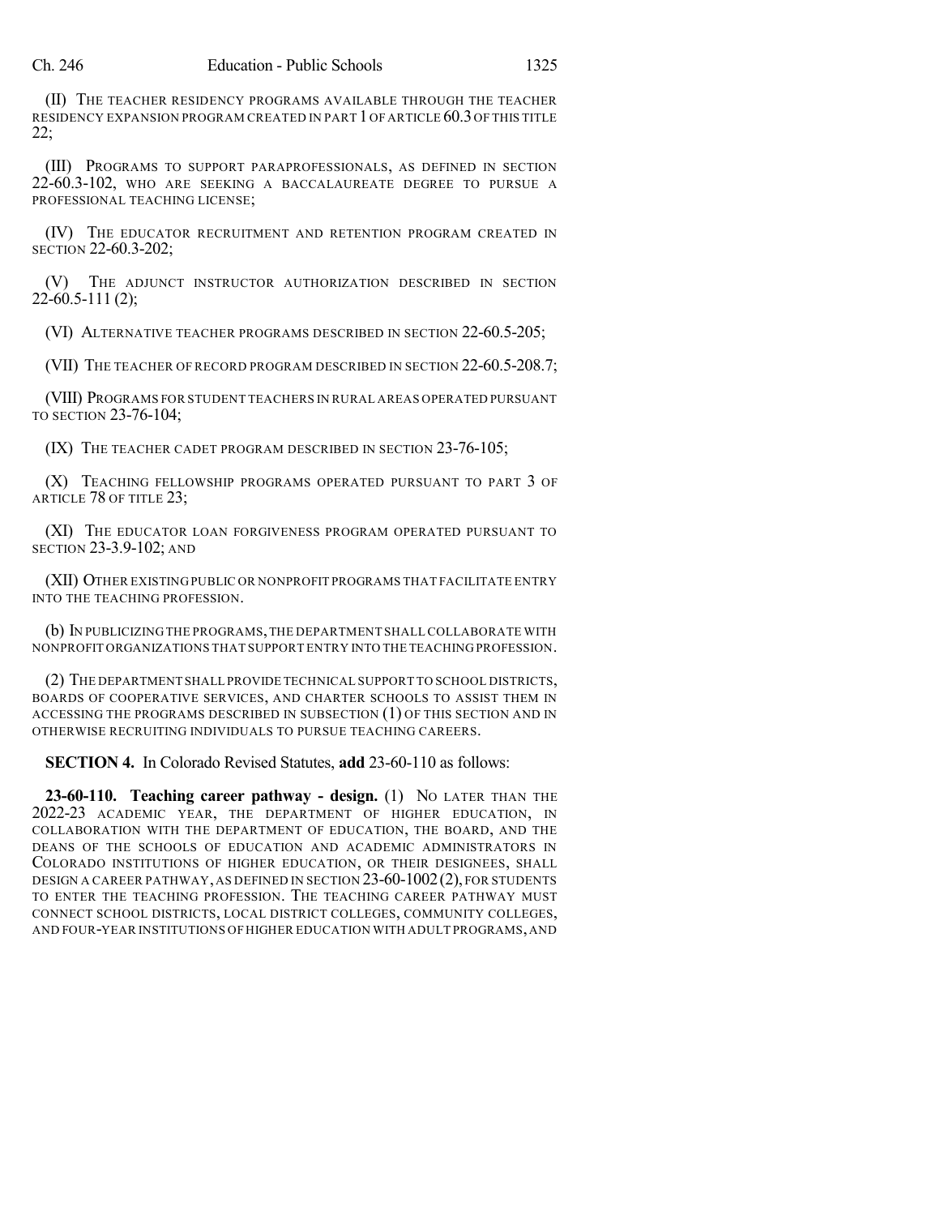(II) THE TEACHER RESIDENCY PROGRAMS AVAILABLE THROUGH THE TEACHER RESIDENCY EXPANSION PROGRAM CREATED IN PART 1 OF ARTICLE 60.3 OF THIS TITLE 22;

(III) PROGRAMS TO SUPPORT PARAPROFESSIONALS, AS DEFINED IN SECTION 22-60.3-102, WHO ARE SEEKING A BACCALAUREATE DEGREE TO PURSUE A PROFESSIONAL TEACHING LICENSE;

(IV) THE EDUCATOR RECRUITMENT AND RETENTION PROGRAM CREATED IN SECTION 22-60.3-202;

(V) THE ADJUNCT INSTRUCTOR AUTHORIZATION DESCRIBED IN SECTION 22-60.5-111 (2);

(VI) ALTERNATIVE TEACHER PROGRAMS DESCRIBED IN SECTION 22-60.5-205;

(VII) THE TEACHER OF RECORD PROGRAM DESCRIBED IN SECTION 22-60.5-208.7;

(VIII) PROGRAMS FOR STUDENT TEACHERS IN RURAL AREAS OPERATED PURSUANT TO SECTION 23-76-104;

(IX) THE TEACHER CADET PROGRAM DESCRIBED IN SECTION 23-76-105;

(X) TEACHING FELLOWSHIP PROGRAMS OPERATED PURSUANT TO PART 3 OF ARTICLE 78 OF TITLE 23;

(XI) THE EDUCATOR LOAN FORGIVENESS PROGRAM OPERATED PURSUANT TO SECTION 23-3.9-102; AND

(XII) OTHER EXISTING PUBLIC OR NONPROFIT PROGRAMS THAT FACILITATE ENTRY INTO THE TEACHING PROFESSION.

(b) IN PUBLICIZING THE PROGRAMS, THE DEPARTMENT SHALL COLLABORATE WITH NONPROFIT ORGANIZATIONS THAT SUPPORT ENTRY INTO THE TEACHING PROFESSION.

(2) THE DEPARTMENT SHALL PROVIDE TECHNICAL SUPPORT TO SCHOOL DISTRICTS, BOARDS OF COOPERATIVE SERVICES, AND CHARTER SCHOOLS TO ASSIST THEM IN ACCESSING THE PROGRAMS DESCRIBED IN SUBSECTION (1) OF THIS SECTION AND IN OTHERWISE RECRUITING INDIVIDUALS TO PURSUE TEACHING CAREERS.

**SECTION 4.** In Colorado Revised Statutes, **add** 23-60-110 as follows:

**23-60-110. Teaching career pathway - design.** (1) NO LATER THAN THE 2022-23 ACADEMIC YEAR, THE DEPARTMENT OF HIGHER EDUCATION, IN COLLABORATION WITH THE DEPARTMENT OF EDUCATION, THE BOARD, AND THE DEANS OF THE SCHOOLS OF EDUCATION AND ACADEMIC ADMINISTRATORS IN COLORADO INSTITUTIONS OF HIGHER EDUCATION, OR THEIR DESIGNEES, SHALL DESIGN A CAREER PATHWAY, AS DEFINED IN SECTION 23-60-1002 (2), FOR STUDENTS TO ENTER THE TEACHING PROFESSION. THE TEACHING CAREER PATHWAY MUST CONNECT SCHOOL DISTRICTS, LOCAL DISTRICT COLLEGES, COMMUNITY COLLEGES, AND FOUR-YEAR INSTITUTIONS OF HIGHER EDUCATION WITH ADULT PROGRAMS, AND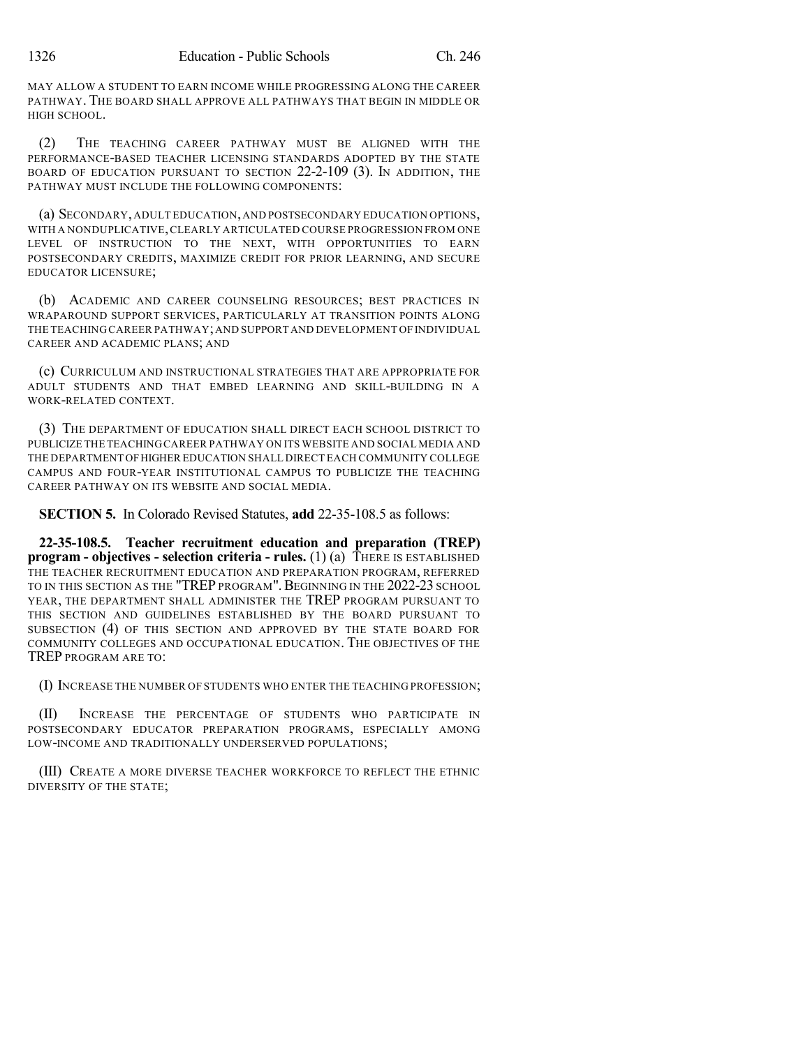MAY ALLOW A STUDENT TO EARN INCOME WHILE PROGRESSING ALONG THE CAREER PATHWAY. THE BOARD SHALL APPROVE ALL PATHWAYS THAT BEGIN IN MIDDLE OR HIGH SCHOOL.

(2) THE TEACHING CAREER PATHWAY MUST BE ALIGNED WITH THE PERFORMANCE-BASED TEACHER LICENSING STANDARDS ADOPTED BY THE STATE BOARD OF EDUCATION PURSUANT TO SECTION 22-2-109 (3). IN ADDITION, THE PATHWAY MUST INCLUDE THE FOLLOWING COMPONENTS:

(a) SECONDARY, ADULT EDUCATION, AND POSTSECONDARY EDUCATION OPTIONS, WITH A NONDUPLICATIVE, CLEARLY ARTICULATED COURSE PROGRESSION FROM ONE LEVEL OF INSTRUCTION TO THE NEXT, WITH OPPORTUNITIES TO EARN POSTSECONDARY CREDITS, MAXIMIZE CREDIT FOR PRIOR LEARNING, AND SECURE EDUCATOR LICENSURE;

(b) ACADEMIC AND CAREER COUNSELING RESOURCES; BEST PRACTICES IN WRAPAROUND SUPPORT SERVICES, PARTICULARLY AT TRANSITION POINTS ALONG THE TEACHING CAREER PATHWAY; AND SUPPORT AND DEVELOPMENT OF INDIVIDUAL CAREER AND ACADEMIC PLANS; AND

(c) CURRICULUM AND INSTRUCTIONAL STRATEGIES THAT ARE APPROPRIATE FOR ADULT STUDENTS AND THAT EMBED LEARNING AND SKILL-BUILDING IN A WORK-RELATED CONTEXT.

(3) THE DEPARTMENT OF EDUCATION SHALL DIRECT EACH SCHOOL DISTRICT TO PUBLICIZE THE TEACHING CAREER PATHWAY ON ITS WEBSITE AND SOCIAL MEDIA AND THE DEPARTMENT OF HIGHER EDUCATION SHALL DIRECT EACH COMMUNITY COLLEGE CAMPUS AND FOUR-YEAR INSTITUTIONAL CAMPUS TO PUBLICIZE THE TEACHING CAREER PATHWAY ON ITS WEBSITE AND SOCIAL MEDIA.

**SECTION 5.** In Colorado Revised Statutes, **add** 22-35-108.5 as follows:

**22-35-108.5. Teacher recruitment education and preparation (TREP) program - objectives - selection criteria - rules.** (1) (a) THERE IS ESTABLISHED THE TEACHER RECRUITMENT EDUCATION AND PREPARATION PROGRAM, REFERRED TO IN THIS SECTION AS THE "TREP PROGRAM". BEGINNING IN THE 2022-23 SCHOOL YEAR, THE DEPARTMENT SHALL ADMINISTER THE TREP PROGRAM PURSUANT TO THIS SECTION AND GUIDELINES ESTABLISHED BY THE BOARD PURSUANT TO SUBSECTION (4) OF THIS SECTION AND APPROVED BY THE STATE BOARD FOR COMMUNITY COLLEGES AND OCCUPATIONAL EDUCATION. THE OBJECTIVES OF THE TREP PROGRAM ARE TO:

(I) INCREASE THE NUMBER OF STUDENTS WHO ENTER THE TEACHING PROFESSION;

(II) INCREASE THE PERCENTAGE OF STUDENTS WHO PARTICIPATE IN POSTSECONDARY EDUCATOR PREPARATION PROGRAMS, ESPECIALLY AMONG LOW-INCOME AND TRADITIONALLY UNDERSERVED POPULATIONS;

(III) CREATE A MORE DIVERSE TEACHER WORKFORCE TO REFLECT THE ETHNIC DIVERSITY OF THE STATE;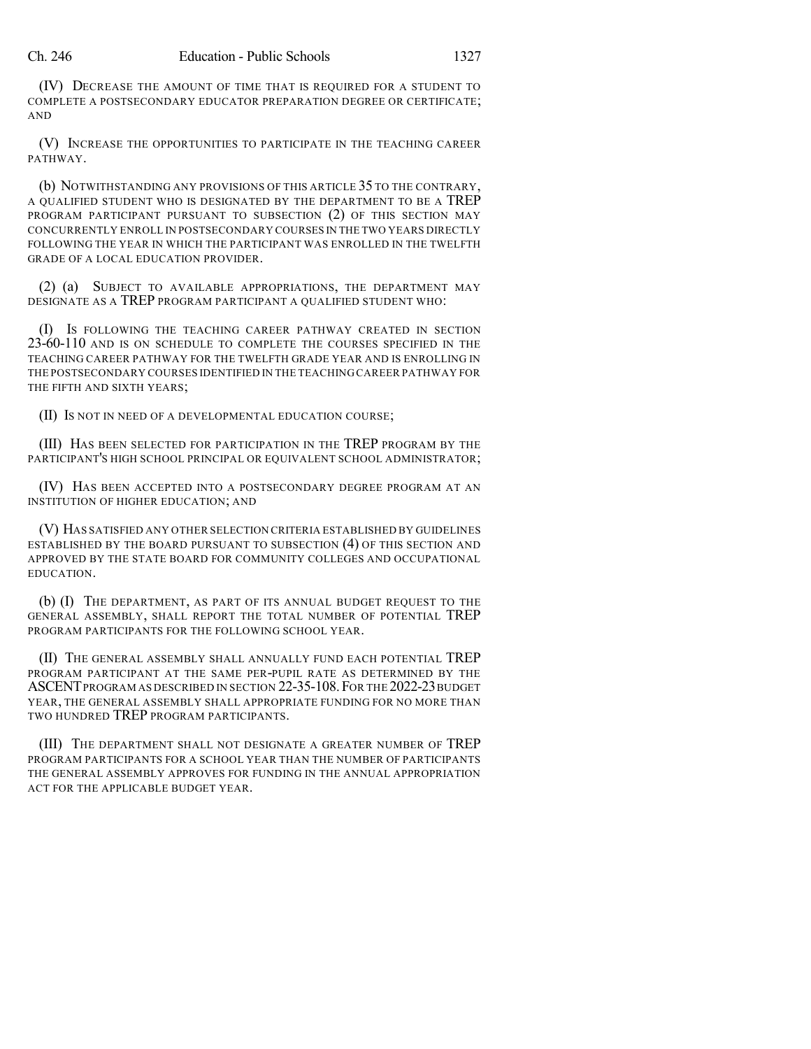(IV) DECREASE THE AMOUNT OF TIME THAT IS REQUIRED FOR A STUDENT TO COMPLETE A POSTSECONDARY EDUCATOR PREPARATION DEGREE OR CERTIFICATE; AND

(V) INCREASE THE OPPORTUNITIES TO PARTICIPATE IN THE TEACHING CAREER PATHWAY.

(b) NOTWITHSTANDING ANY PROVISIONS OF THIS ARTICLE 35 TO THE CONTRARY, A QUALIFIED STUDENT WHO IS DESIGNATED BY THE DEPARTMENT TO BE A TREP PROGRAM PARTICIPANT PURSUANT TO SUBSECTION (2) OF THIS SECTION MAY CONCURRENTLY ENROLL IN POSTSECONDARY COURSES IN THE TWO YEARS DIRECTLY FOLLOWING THE YEAR IN WHICH THE PARTICIPANT WAS ENROLLED IN THE TWELFTH GRADE OF A LOCAL EDUCATION PROVIDER.

(2) (a) SUBJECT TO AVAILABLE APPROPRIATIONS, THE DEPARTMENT MAY DESIGNATE AS A TREP PROGRAM PARTICIPANT A QUALIFIED STUDENT WHO:

(I) IS FOLLOWING THE TEACHING CAREER PATHWAY CREATED IN SECTION 23-60-110 AND IS ON SCHEDULE TO COMPLETE THE COURSES SPECIFIED IN THE TEACHING CAREER PATHWAY FOR THE TWELFTH GRADE YEAR AND IS ENROLLING IN THE POSTSECONDARY COURSES IDENTIFIED IN THE TEACHING CAREER PATHWAY FOR THE FIFTH AND SIXTH YEARS;

(II) IS NOT IN NEED OF A DEVELOPMENTAL EDUCATION COURSE;

(III) HAS BEEN SELECTED FOR PARTICIPATION IN THE TREP PROGRAM BY THE PARTICIPANT'S HIGH SCHOOL PRINCIPAL OR EQUIVALENT SCHOOL ADMINISTRATOR;

(IV) HAS BEEN ACCEPTED INTO A POSTSECONDARY DEGREE PROGRAM AT AN INSTITUTION OF HIGHER EDUCATION; AND

(V) HAS SATISFIED ANY OTHER SELECTION CRITERIA ESTABLISHED BY GUIDELINES ESTABLISHED BY THE BOARD PURSUANT TO SUBSECTION (4) OF THIS SECTION AND APPROVED BY THE STATE BOARD FOR COMMUNITY COLLEGES AND OCCUPATIONAL EDUCATION.

(b) (I) THE DEPARTMENT, AS PART OF ITS ANNUAL BUDGET REQUEST TO THE GENERAL ASSEMBLY, SHALL REPORT THE TOTAL NUMBER OF POTENTIAL TREP PROGRAM PARTICIPANTS FOR THE FOLLOWING SCHOOL YEAR.

(II) THE GENERAL ASSEMBLY SHALL ANNUALLY FUND EACH POTENTIAL TREP PROGRAM PARTICIPANT AT THE SAME PER-PUPIL RATE AS DETERMINED BY THE ASCENT PROGRAM AS DESCRIBED IN SECTION 22-35-108. FOR THE 2022-23 BUDGET YEAR, THE GENERAL ASSEMBLY SHALL APPROPRIATE FUNDING FOR NO MORE THAN TWO HUNDRED TREP PROGRAM PARTICIPANTS.

(III) THE DEPARTMENT SHALL NOT DESIGNATE A GREATER NUMBER OF TREP PROGRAM PARTICIPANTS FOR A SCHOOL YEAR THAN THE NUMBER OF PARTICIPANTS THE GENERAL ASSEMBLY APPROVES FOR FUNDING IN THE ANNUAL APPROPRIATION ACT FOR THE APPLICABLE BUDGET YEAR.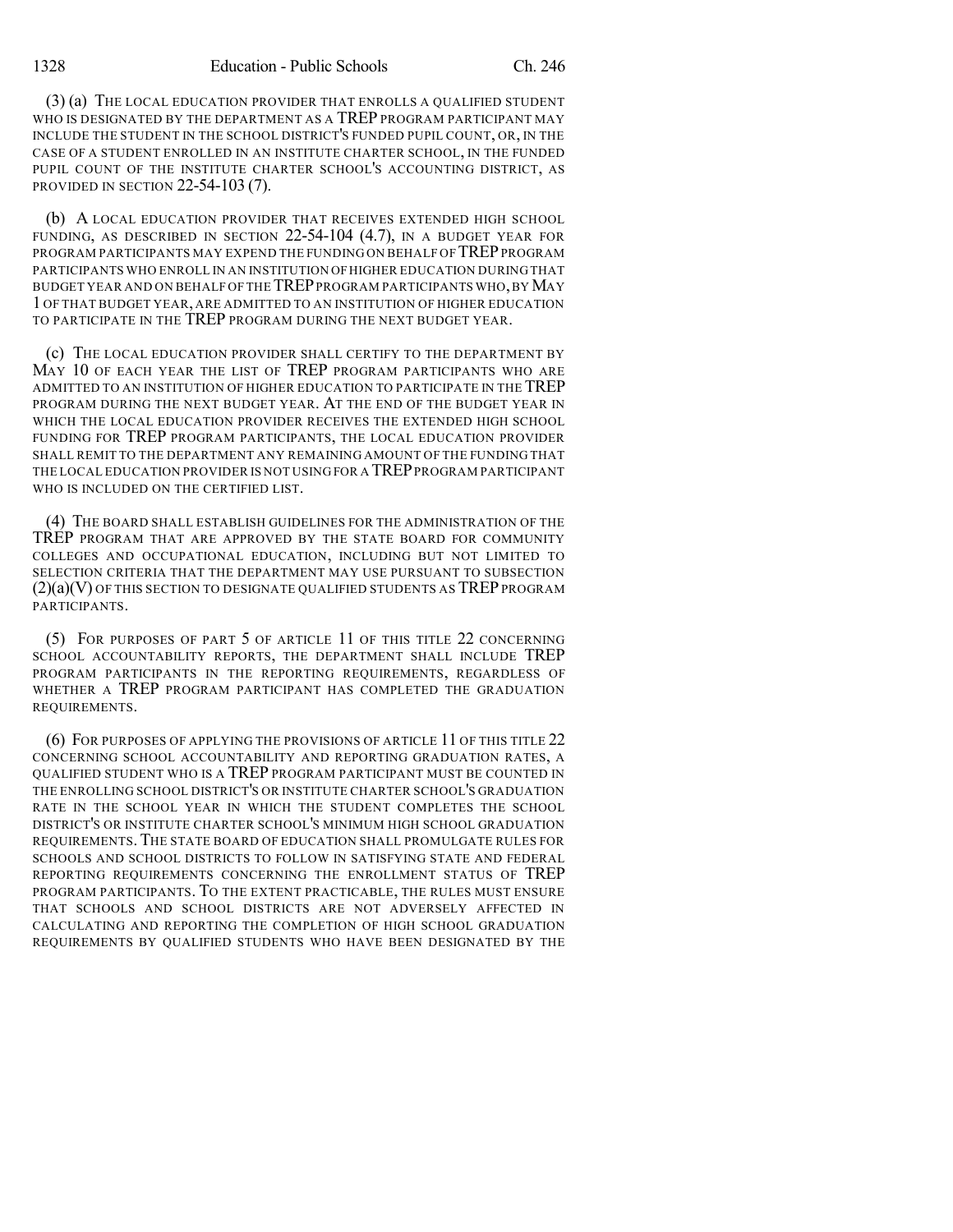(3) (a) THE LOCAL EDUCATION PROVIDER THAT ENROLLS A QUALIFIED STUDENT WHO IS DESIGNATED BY THE DEPARTMENT AS A TREP PROGRAM PARTICIPANT MAY INCLUDE THE STUDENT IN THE SCHOOL DISTRICT'S FUNDED PUPIL COUNT, OR, IN THE CASE OF A STUDENT ENROLLED IN AN INSTITUTE CHARTER SCHOOL, IN THE FUNDED PUPIL COUNT OF THE INSTITUTE CHARTER SCHOOL'S ACCOUNTING DISTRICT, AS PROVIDED IN SECTION 22-54-103 (7).

(b) A LOCAL EDUCATION PROVIDER THAT RECEIVES EXTENDED HIGH SCHOOL FUNDING, AS DESCRIBED IN SECTION 22-54-104 (4.7), IN A BUDGET YEAR FOR PROGRAM PARTICIPANTS MAY EXPEND THE FUNDING ON BEHALF OF TREP PROGRAM PARTICIPANTS WHO ENROLL IN AN INSTITUTION OF HIGHER EDUCATION DURING THAT BUDGET YEAR AND ON BEHALF OF THE TREP PROGRAM PARTICIPANTS WHO, BY MAY 1 OF THAT BUDGET YEAR, ARE ADMITTED TO AN INSTITUTION OF HIGHER EDUCATION TO PARTICIPATE IN THE TREP PROGRAM DURING THE NEXT BUDGET YEAR.

(c) THE LOCAL EDUCATION PROVIDER SHALL CERTIFY TO THE DEPARTMENT BY MAY 10 OF EACH YEAR THE LIST OF TREP PROGRAM PARTICIPANTS WHO ARE ADMITTED TO AN INSTITUTION OF HIGHER EDUCATION TO PARTICIPATE IN THE TREP PROGRAM DURING THE NEXT BUDGET YEAR. AT THE END OF THE BUDGET YEAR IN WHICH THE LOCAL EDUCATION PROVIDER RECEIVES THE EXTENDED HIGH SCHOOL FUNDING FOR TREP PROGRAM PARTICIPANTS, THE LOCAL EDUCATION PROVIDER SHALL REMIT TO THE DEPARTMENT ANY REMAINING AMOUNT OF THE FUNDING THAT THE LOCAL EDUCATION PROVIDER IS NOT USING FOR A TREP PROGRAM PARTICIPANT WHO IS INCLUDED ON THE CERTIFIED LIST.

(4) THE BOARD SHALL ESTABLISH GUIDELINES FOR THE ADMINISTRATION OF THE TREP PROGRAM THAT ARE APPROVED BY THE STATE BOARD FOR COMMUNITY COLLEGES AND OCCUPATIONAL EDUCATION, INCLUDING BUT NOT LIMITED TO SELECTION CRITERIA THAT THE DEPARTMENT MAY USE PURSUANT TO SUBSECTION (2)(a)(V) OF THIS SECTION TO DESIGNATE QUALIFIED STUDENTS AS TREP PROGRAM PARTICIPANTS.

(5) FOR PURPOSES OF PART 5 OF ARTICLE 11 OF THIS TITLE 22 CONCERNING SCHOOL ACCOUNTABILITY REPORTS, THE DEPARTMENT SHALL INCLUDE TREP PROGRAM PARTICIPANTS IN THE REPORTING REQUIREMENTS, REGARDLESS OF WHETHER A TREP PROGRAM PARTICIPANT HAS COMPLETED THE GRADUATION REQUIREMENTS.

(6) FOR PURPOSES OF APPLYING THE PROVISIONS OF ARTICLE 11 OF THIS TITLE 22 CONCERNING SCHOOL ACCOUNTABILITY AND REPORTING GRADUATION RATES, A QUALIFIED STUDENT WHO IS A TREP PROGRAM PARTICIPANT MUST BE COUNTED IN THE ENROLLING SCHOOL DISTRICT'S OR INSTITUTE CHARTER SCHOOL'S GRADUATION RATE IN THE SCHOOL YEAR IN WHICH THE STUDENT COMPLETES THE SCHOOL DISTRICT'S OR INSTITUTE CHARTER SCHOOL'S MINIMUM HIGH SCHOOL GRADUATION REQUIREMENTS. THE STATE BOARD OF EDUCATION SHALL PROMULGATE RULES FOR SCHOOLS AND SCHOOL DISTRICTS TO FOLLOW IN SATISFYING STATE AND FEDERAL REPORTING REQUIREMENTS CONCERNING THE ENROLLMENT STATUS OF TREP PROGRAM PARTICIPANTS. TO THE EXTENT PRACTICABLE, THE RULES MUST ENSURE THAT SCHOOLS AND SCHOOL DISTRICTS ARE NOT ADVERSELY AFFECTED IN CALCULATING AND REPORTING THE COMPLETION OF HIGH SCHOOL GRADUATION REQUIREMENTS BY QUALIFIED STUDENTS WHO HAVE BEEN DESIGNATED BY THE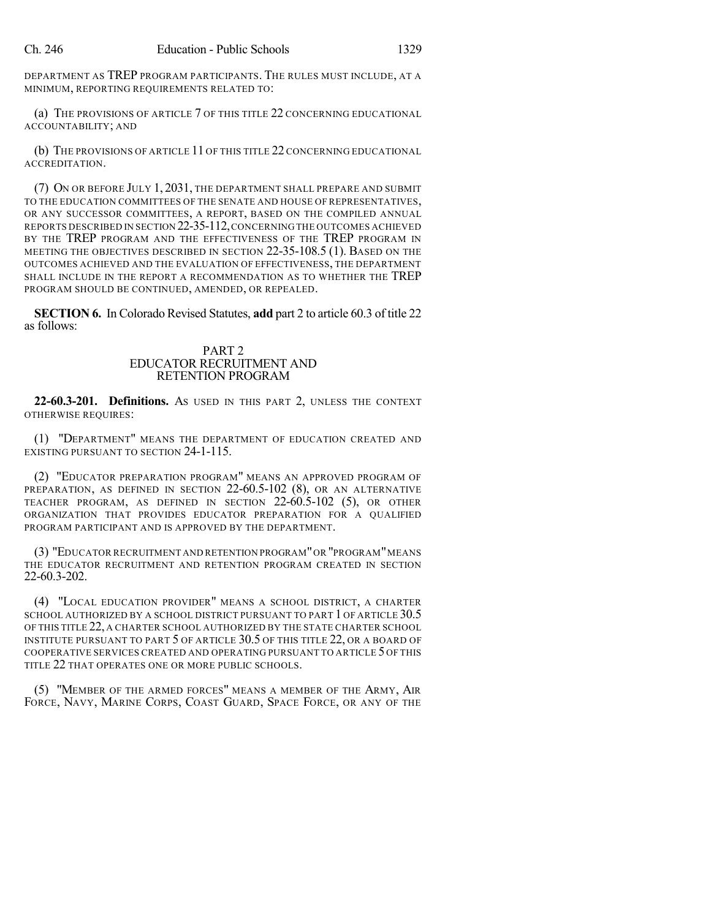DEPARTMENT AS TREP PROGRAM PARTICIPANTS. THE RULES MUST INCLUDE, AT A MINIMUM, REPORTING REQUIREMENTS RELATED TO:

(a) THE PROVISIONS OF ARTICLE 7 OF THIS TITLE 22 CONCERNING EDUCATIONAL ACCOUNTABILITY; AND

(b) THE PROVISIONS OF ARTICLE 11 OF THIS TITLE 22 CONCERNING EDUCATIONAL ACCREDITATION.

(7) ON OR BEFORE JULY 1, 2031, THE DEPARTMENT SHALL PREPARE AND SUBMIT TO THE EDUCATION COMMITTEES OF THE SENATE AND HOUSE OF REPRESENTATIVES, OR ANY SUCCESSOR COMMITTEES, A REPORT, BASED ON THE COMPILED ANNUAL REPORTS DESCRIBED IN SECTION 22-35-112, CONCERNING THE OUTCOMES ACHIEVED BY THE TREP PROGRAM AND THE EFFECTIVENESS OF THE TREP PROGRAM IN MEETING THE OBJECTIVES DESCRIBED IN SECTION 22-35-108.5 (1). BASED ON THE OUTCOMES ACHIEVED AND THE EVALUATION OF EFFECTIVENESS, THE DEPARTMENT SHALL INCLUDE IN THE REPORT A RECOMMENDATION AS TO WHETHER THE TREP PROGRAM SHOULD BE CONTINUED, AMENDED, OR REPEALED.

**SECTION 6.** In Colorado Revised Statutes, **add** part 2 to article 60.3 of title 22 as follows:

PART 2
EDUCATOR RECRUITMENT AND
RETENTION PROGRAM

**22-60.3-201. Definitions.** AS USED IN THIS PART 2, UNLESS THE CONTEXT OTHERWISE REQUIRES:

(1) "DEPARTMENT" MEANS THE DEPARTMENT OF EDUCATION CREATED AND EXISTING PURSUANT TO SECTION 24-1-115.

(2) "EDUCATOR PREPARATION PROGRAM" MEANS AN APPROVED PROGRAM OF PREPARATION, AS DEFINED IN SECTION 22-60.5-102 (8), OR AN ALTERNATIVE TEACHER PROGRAM, AS DEFINED IN SECTION 22-60.5-102 (5), OR OTHER ORGANIZATION THAT PROVIDES EDUCATOR PREPARATION FOR A QUALIFIED PROGRAM PARTICIPANT AND IS APPROVED BY THE DEPARTMENT.

(3) "EDUCATOR RECRUITMENT AND RETENTION PROGRAM" OR "PROGRAM" MEANS THE EDUCATOR RECRUITMENT AND RETENTION PROGRAM CREATED IN SECTION 22-60.3-202.

(4) "LOCAL EDUCATION PROVIDER" MEANS A SCHOOL DISTRICT, A CHARTER SCHOOL AUTHORIZED BY A SCHOOL DISTRICT PURSUANT TO PART 1 OF ARTICLE 30.5 OF THIS TITLE 22, A CHARTER SCHOOL AUTHORIZED BY THE STATE CHARTER SCHOOL INSTITUTE PURSUANT TO PART 5 OF ARTICLE 30.5 OF THIS TITLE 22, OR A BOARD OF COOPERATIVE SERVICES CREATED AND OPERATING PURSUANT TO ARTICLE 5 OF THIS TITLE 22 THAT OPERATES ONE OR MORE PUBLIC SCHOOLS.

(5) "MEMBER OF THE ARMED FORCES" MEANS A MEMBER OF THE ARMY, AIR FORCE, NAVY, MARINE CORPS, COAST GUARD, SPACE FORCE, OR ANY OF THE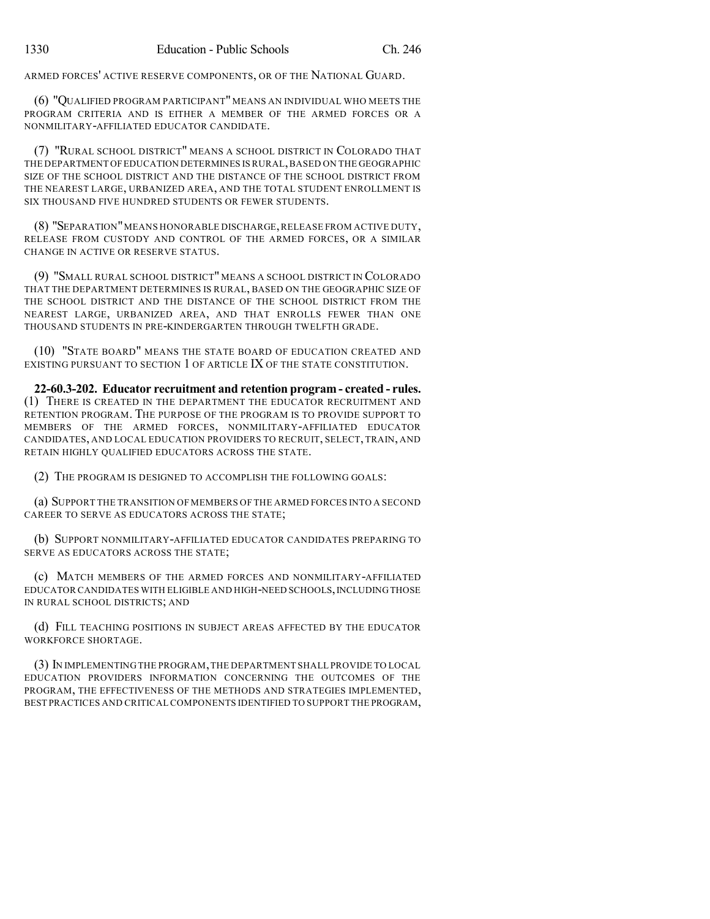ARMED FORCES' ACTIVE RESERVE COMPONENTS, OR OF THE NATIONAL GUARD.

(6) "QUALIFIED PROGRAM PARTICIPANT" MEANS AN INDIVIDUAL WHO MEETS THE PROGRAM CRITERIA AND IS EITHER A MEMBER OF THE ARMED FORCES OR A NONMILITARY-AFFILIATED EDUCATOR CANDIDATE.

(7) "RURAL SCHOOL DISTRICT" MEANS A SCHOOL DISTRICT IN COLORADO THAT THE DEPARTMENT OF EDUCATION DETERMINES IS RURAL, BASED ON THE GEOGRAPHIC SIZE OF THE SCHOOL DISTRICT AND THE DISTANCE OF THE SCHOOL DISTRICT FROM THE NEAREST LARGE, URBANIZED AREA, AND THE TOTAL STUDENT ENROLLMENT IS SIX THOUSAND FIVE HUNDRED STUDENTS OR FEWER STUDENTS.

(8) "SEPARATION" MEANS HONORABLE DISCHARGE, RELEASE FROM ACTIVE DUTY, RELEASE FROM CUSTODY AND CONTROL OF THE ARMED FORCES, OR A SIMILAR CHANGE IN ACTIVE OR RESERVE STATUS.

(9) "SMALL RURAL SCHOOL DISTRICT" MEANS A SCHOOL DISTRICT IN COLORADO THAT THE DEPARTMENT DETERMINES IS RURAL, BASED ON THE GEOGRAPHIC SIZE OF THE SCHOOL DISTRICT AND THE DISTANCE OF THE SCHOOL DISTRICT FROM THE NEAREST LARGE, URBANIZED AREA, AND THAT ENROLLS FEWER THAN ONE THOUSAND STUDENTS IN PRE-KINDERGARTEN THROUGH TWELFTH GRADE.

(10) "STATE BOARD" MEANS THE STATE BOARD OF EDUCATION CREATED AND EXISTING PURSUANT TO SECTION 1 OF ARTICLE IX OF THE STATE CONSTITUTION.

**22-60.3-202. Educator recruitment and retention program - created - rules.** (1) THERE IS CREATED IN THE DEPARTMENT THE EDUCATOR RECRUITMENT AND RETENTION PROGRAM. THE PURPOSE OF THE PROGRAM IS TO PROVIDE SUPPORT TO MEMBERS OF THE ARMED FORCES, NONMILITARY-AFFILIATED EDUCATOR CANDIDATES, AND LOCAL EDUCATION PROVIDERS TO RECRUIT, SELECT, TRAIN, AND RETAIN HIGHLY QUALIFIED EDUCATORS ACROSS THE STATE.

(2) THE PROGRAM IS DESIGNED TO ACCOMPLISH THE FOLLOWING GOALS:

(a) SUPPORT THE TRANSITION OF MEMBERS OF THE ARMED FORCES INTO A SECOND CAREER TO SERVE AS EDUCATORS ACROSS THE STATE;

(b) SUPPORT NONMILITARY-AFFILIATED EDUCATOR CANDIDATES PREPARING TO SERVE AS EDUCATORS ACROSS THE STATE;

(c) MATCH MEMBERS OF THE ARMED FORCES AND NONMILITARY-AFFILIATED EDUCATOR CANDIDATES WITH ELIGIBLE AND HIGH-NEED SCHOOLS, INCLUDING THOSE IN RURAL SCHOOL DISTRICTS; AND

(d) FILL TEACHING POSITIONS IN SUBJECT AREAS AFFECTED BY THE EDUCATOR WORKFORCE SHORTAGE.

(3) IN IMPLEMENTING THE PROGRAM, THE DEPARTMENT SHALL PROVIDE TO LOCAL EDUCATION PROVIDERS INFORMATION CONCERNING THE OUTCOMES OF THE PROGRAM, THE EFFECTIVENESS OF THE METHODS AND STRATEGIES IMPLEMENTED, BEST PRACTICES AND CRITICAL COMPONENTS IDENTIFIED TO SUPPORT THE PROGRAM,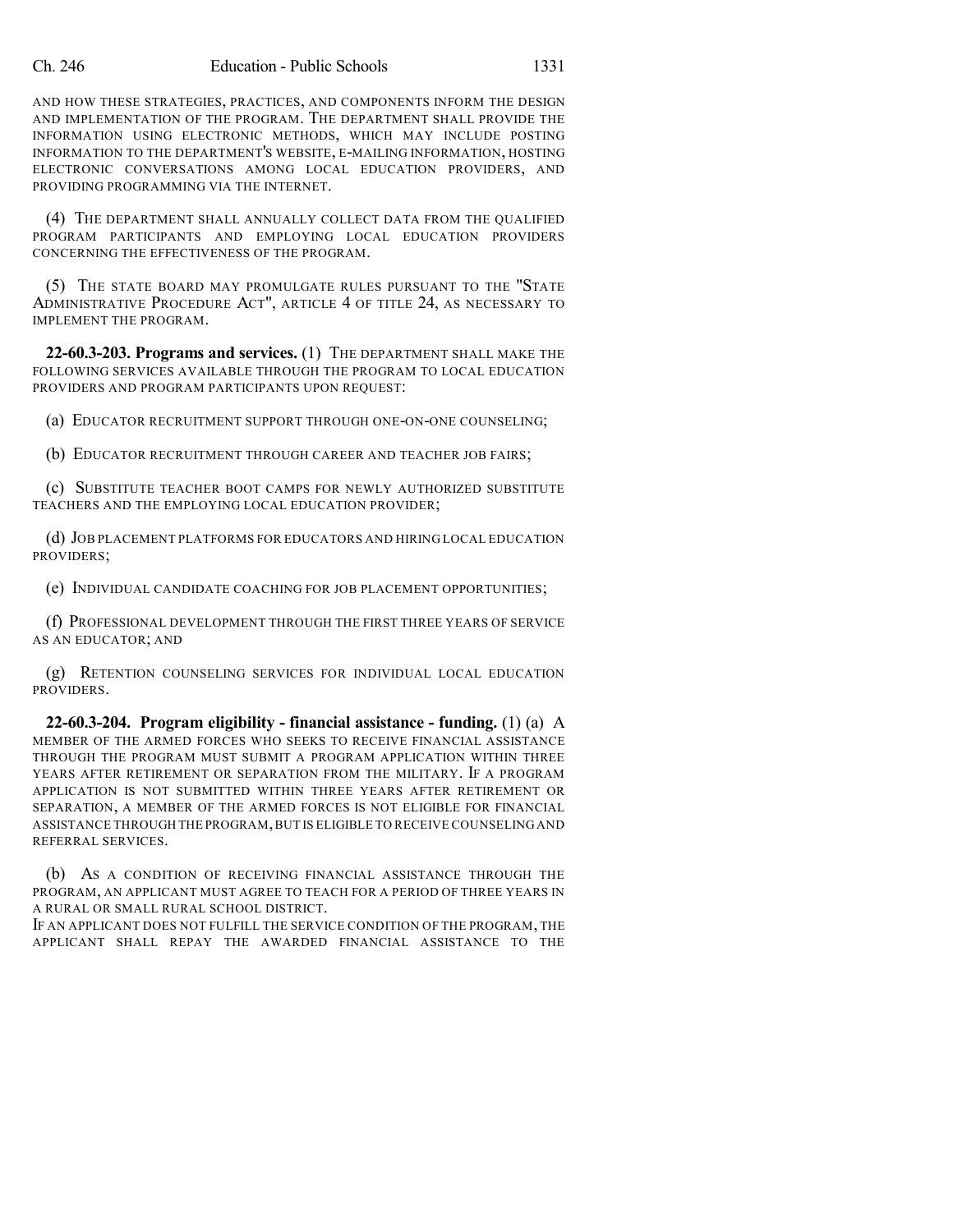AND HOW THESE STRATEGIES, PRACTICES, AND COMPONENTS INFORM THE DESIGN AND IMPLEMENTATION OF THE PROGRAM. THE DEPARTMENT SHALL PROVIDE THE INFORMATION USING ELECTRONIC METHODS, WHICH MAY INCLUDE POSTING INFORMATION TO THE DEPARTMENT'S WEBSITE, E-MAILING INFORMATION, HOSTING ELECTRONIC CONVERSATIONS AMONG LOCAL EDUCATION PROVIDERS, AND PROVIDING PROGRAMMING VIA THE INTERNET.

(4) THE DEPARTMENT SHALL ANNUALLY COLLECT DATA FROM THE QUALIFIED PROGRAM PARTICIPANTS AND EMPLOYING LOCAL EDUCATION PROVIDERS CONCERNING THE EFFECTIVENESS OF THE PROGRAM.

(5) THE STATE BOARD MAY PROMULGATE RULES PURSUANT TO THE "STATE ADMINISTRATIVE PROCEDURE ACT", ARTICLE 4 OF TITLE 24, AS NECESSARY TO IMPLEMENT THE PROGRAM.

**22-60.3-203. Programs and services.** (1) THE DEPARTMENT SHALL MAKE THE FOLLOWING SERVICES AVAILABLE THROUGH THE PROGRAM TO LOCAL EDUCATION PROVIDERS AND PROGRAM PARTICIPANTS UPON REQUEST:

(a) EDUCATOR RECRUITMENT SUPPORT THROUGH ONE-ON-ONE COUNSELING;

(b) EDUCATOR RECRUITMENT THROUGH CAREER AND TEACHER JOB FAIRS;

(c) SUBSTITUTE TEACHER BOOT CAMPS FOR NEWLY AUTHORIZED SUBSTITUTE TEACHERS AND THE EMPLOYING LOCAL EDUCATION PROVIDER;

(d) JOB PLACEMENT PLATFORMS FOR EDUCATORS AND HIRING LOCAL EDUCATION PROVIDERS;

(e) INDIVIDUAL CANDIDATE COACHING FOR JOB PLACEMENT OPPORTUNITIES;

(f) PROFESSIONAL DEVELOPMENT THROUGH THE FIRST THREE YEARS OF SERVICE AS AN EDUCATOR; AND

(g) RETENTION COUNSELING SERVICES FOR INDIVIDUAL LOCAL EDUCATION PROVIDERS.

**22-60.3-204. Program eligibility - financial assistance - funding.** (1) (a) A MEMBER OF THE ARMED FORCES WHO SEEKS TO RECEIVE FINANCIAL ASSISTANCE THROUGH THE PROGRAM MUST SUBMIT A PROGRAM APPLICATION WITHIN THREE YEARS AFTER RETIREMENT OR SEPARATION FROM THE MILITARY. IF A PROGRAM APPLICATION IS NOT SUBMITTED WITHIN THREE YEARS AFTER RETIREMENT OR SEPARATION, A MEMBER OF THE ARMED FORCES IS NOT ELIGIBLE FOR FINANCIAL ASSISTANCE THROUGH THE PROGRAM, BUT IS ELIGIBLE TO RECEIVE COUNSELING AND REFERRAL SERVICES.

(b) AS A CONDITION OF RECEIVING FINANCIAL ASSISTANCE THROUGH THE PROGRAM, AN APPLICANT MUST AGREE TO TEACH FOR A PERIOD OF THREE YEARS IN A RURAL OR SMALL RURAL SCHOOL DISTRICT.
IF AN APPLICANT DOES NOT FULFILL THE SERVICE CONDITION OF THE PROGRAM, THE APPLICANT SHALL REPAY THE AWARDED FINANCIAL ASSISTANCE TO THE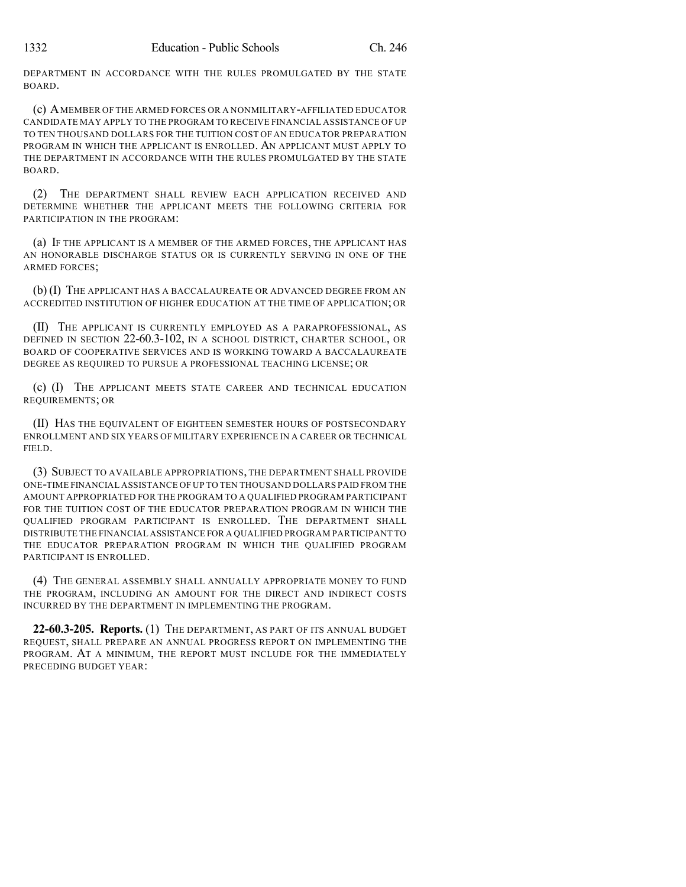DEPARTMENT IN ACCORDANCE WITH THE RULES PROMULGATED BY THE STATE BOARD.

(c) A MEMBER OF THE ARMED FORCES OR A NONMILITARY-AFFILIATED EDUCATOR CANDIDATE MAY APPLY TO THE PROGRAM TO RECEIVE FINANCIAL ASSISTANCE OF UP TO TEN THOUSAND DOLLARS FOR THE TUITION COST OF AN EDUCATOR PREPARATION PROGRAM IN WHICH THE APPLICANT IS ENROLLED. AN APPLICANT MUST APPLY TO THE DEPARTMENT IN ACCORDANCE WITH THE RULES PROMULGATED BY THE STATE BOARD.

(2) THE DEPARTMENT SHALL REVIEW EACH APPLICATION RECEIVED AND DETERMINE WHETHER THE APPLICANT MEETS THE FOLLOWING CRITERIA FOR PARTICIPATION IN THE PROGRAM:

(a) IF THE APPLICANT IS A MEMBER OF THE ARMED FORCES, THE APPLICANT HAS AN HONORABLE DISCHARGE STATUS OR IS CURRENTLY SERVING IN ONE OF THE ARMED FORCES;

(b) (I) THE APPLICANT HAS A BACCALAUREATE OR ADVANCED DEGREE FROM AN ACCREDITED INSTITUTION OF HIGHER EDUCATION AT THE TIME OF APPLICATION; OR

(II) THE APPLICANT IS CURRENTLY EMPLOYED AS A PARAPROFESSIONAL, AS DEFINED IN SECTION 22-60.3-102, IN A SCHOOL DISTRICT, CHARTER SCHOOL, OR BOARD OF COOPERATIVE SERVICES AND IS WORKING TOWARD A BACCALAUREATE DEGREE AS REQUIRED TO PURSUE A PROFESSIONAL TEACHING LICENSE; OR

(c) (I) THE APPLICANT MEETS STATE CAREER AND TECHNICAL EDUCATION REQUIREMENTS; OR

(II) HAS THE EQUIVALENT OF EIGHTEEN SEMESTER HOURS OF POSTSECONDARY ENROLLMENT AND SIX YEARS OF MILITARY EXPERIENCE IN A CAREER OR TECHNICAL FIELD.

(3) SUBJECT TO AVAILABLE APPROPRIATIONS, THE DEPARTMENT SHALL PROVIDE ONE-TIME FINANCIAL ASSISTANCE OF UP TO TEN THOUSAND DOLLARS PAID FROM THE AMOUNT APPROPRIATED FOR THE PROGRAM TO A QUALIFIED PROGRAM PARTICIPANT FOR THE TUITION COST OF THE EDUCATOR PREPARATION PROGRAM IN WHICH THE QUALIFIED PROGRAM PARTICIPANT IS ENROLLED. THE DEPARTMENT SHALL DISTRIBUTE THE FINANCIAL ASSISTANCE FOR A QUALIFIED PROGRAM PARTICIPANT TO THE EDUCATOR PREPARATION PROGRAM IN WHICH THE QUALIFIED PROGRAM PARTICIPANT IS ENROLLED.

(4) THE GENERAL ASSEMBLY SHALL ANNUALLY APPROPRIATE MONEY TO FUND THE PROGRAM, INCLUDING AN AMOUNT FOR THE DIRECT AND INDIRECT COSTS INCURRED BY THE DEPARTMENT IN IMPLEMENTING THE PROGRAM.

**22-60.3-205. Reports.** (1) THE DEPARTMENT, AS PART OF ITS ANNUAL BUDGET REQUEST, SHALL PREPARE AN ANNUAL PROGRESS REPORT ON IMPLEMENTING THE PROGRAM. AT A MINIMUM, THE REPORT MUST INCLUDE FOR THE IMMEDIATELY PRECEDING BUDGET YEAR: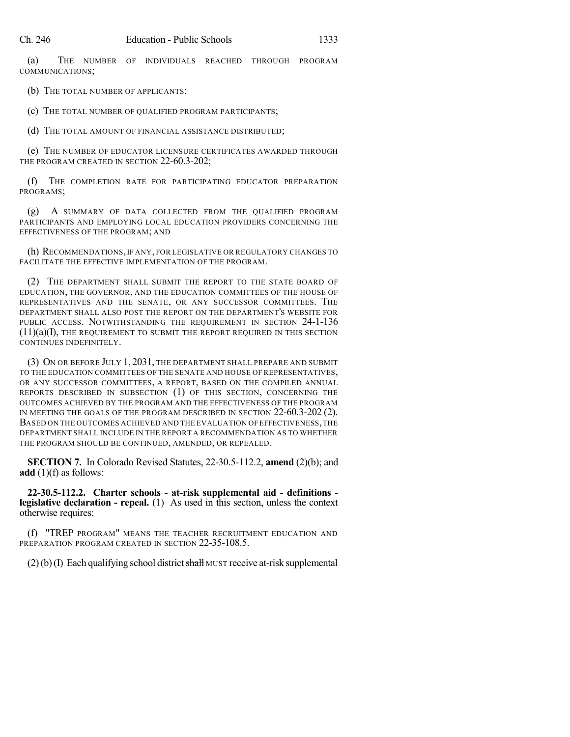(a) THE NUMBER OF INDIVIDUALS REACHED THROUGH PROGRAM COMMUNICATIONS;

(b) THE TOTAL NUMBER OF APPLICANTS;

(c) THE TOTAL NUMBER OF QUALIFIED PROGRAM PARTICIPANTS;

(d) THE TOTAL AMOUNT OF FINANCIAL ASSISTANCE DISTRIBUTED;

(e) THE NUMBER OF EDUCATOR LICENSURE CERTIFICATES AWARDED THROUGH THE PROGRAM CREATED IN SECTION 22-60.3-202;

(f) THE COMPLETION RATE FOR PARTICIPATING EDUCATOR PREPARATION PROGRAMS;

(g) A SUMMARY OF DATA COLLECTED FROM THE QUALIFIED PROGRAM PARTICIPANTS AND EMPLOYING LOCAL EDUCATION PROVIDERS CONCERNING THE EFFECTIVENESS OF THE PROGRAM; AND

(h) RECOMMENDATIONS, IF ANY, FOR LEGISLATIVE OR REGULATORY CHANGES TO FACILITATE THE EFFECTIVE IMPLEMENTATION OF THE PROGRAM.

(2) THE DEPARTMENT SHALL SUBMIT THE REPORT TO THE STATE BOARD OF EDUCATION, THE GOVERNOR, AND THE EDUCATION COMMITTEES OF THE HOUSE OF REPRESENTATIVES AND THE SENATE, OR ANY SUCCESSOR COMMITTEES. THE DEPARTMENT SHALL ALSO POST THE REPORT ON THE DEPARTMENT'S WEBSITE FOR PUBLIC ACCESS. NOTWITHSTANDING THE REQUIREMENT IN SECTION 24-1-136 (11)(a)(I), THE REQUIREMENT TO SUBMIT THE REPORT REQUIRED IN THIS SECTION CONTINUES INDEFINITELY.

(3) ON OR BEFORE JULY 1, 2031, THE DEPARTMENT SHALL PREPARE AND SUBMIT TO THE EDUCATION COMMITTEES OF THE SENATE AND HOUSE OF REPRESENTATIVES, OR ANY SUCCESSOR COMMITTEES, A REPORT, BASED ON THE COMPILED ANNUAL REPORTS DESCRIBED IN SUBSECTION (1) OF THIS SECTION, CONCERNING THE OUTCOMES ACHIEVED BY THE PROGRAM AND THE EFFECTIVENESS OF THE PROGRAM IN MEETING THE GOALS OF THE PROGRAM DESCRIBED IN SECTION 22-60.3-202 (2). BASED ON THE OUTCOMES ACHIEVED AND THE EVALUATION OF EFFECTIVENESS, THE DEPARTMENT SHALL INCLUDE IN THE REPORT A RECOMMENDATION AS TO WHETHER THE PROGRAM SHOULD BE CONTINUED, AMENDED, OR REPEALED.

**SECTION 7.** In Colorado Revised Statutes, 22-30.5-112.2, **amend** (2)(b); and **add** (1)(f) as follows:

**22-30.5-112.2. Charter schools - at-risk supplemental aid - definitions - legislative declaration - repeal.** (1) As used in this section, unless the context otherwise requires:

(f) "TREP PROGRAM" MEANS THE TEACHER RECRUITMENT EDUCATION AND PREPARATION PROGRAM CREATED IN SECTION 22-35-108.5.

(2) (b) (I) Each qualifying school district ~~shall~~ MUST receive at-risk supplemental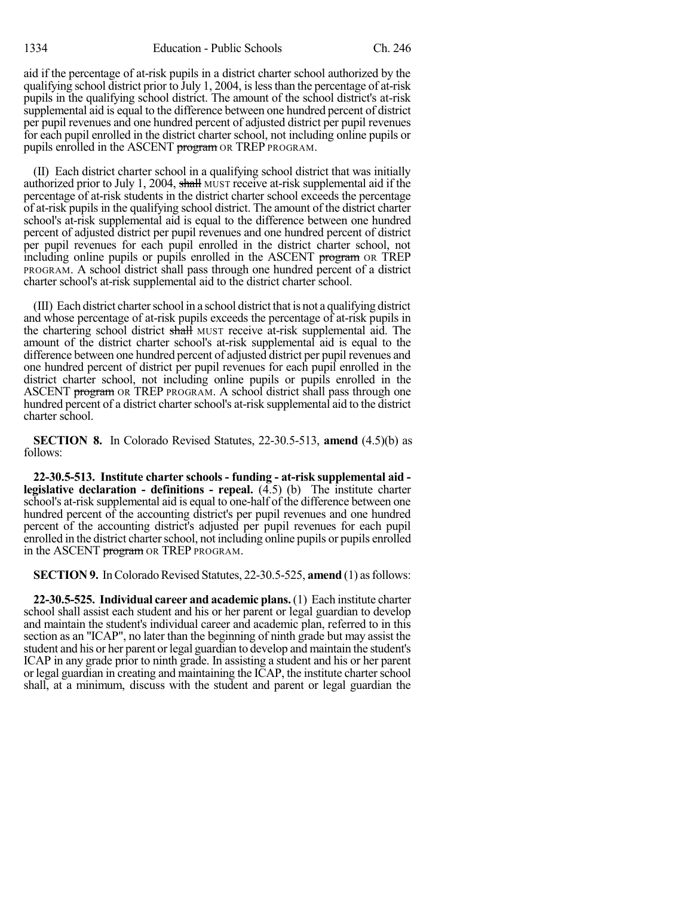aid if the percentage of at-risk pupils in a district charter school authorized by the qualifying school district prior to July 1, 2004, is less than the percentage of at-risk pupils in the qualifying school district. The amount of the school district's at-risk supplemental aid is equal to the difference between one hundred percent of district per pupil revenues and one hundred percent of adjusted district per pupil revenues for each pupil enrolled in the district charter school, not including online pupils or pupils enrolled in the ASCENT ~~program~~ OR TREP PROGRAM.

(II) Each district charter school in a qualifying school district that was initially authorized prior to July 1, 2004, ~~shall~~ MUST receive at-risk supplemental aid if the percentage of at-risk students in the district charter school exceeds the percentage of at-risk pupils in the qualifying school district. The amount of the district charter school's at-risk supplemental aid is equal to the difference between one hundred percent of adjusted district per pupil revenues and one hundred percent of district per pupil revenues for each pupil enrolled in the district charter school, not including online pupils or pupils enrolled in the ASCENT ~~program~~ OR TREP PROGRAM. A school district shall pass through one hundred percent of a district charter school's at-risk supplemental aid to the district charter school.

(III) Each district charter school in a school district that is not a qualifying district and whose percentage of at-risk pupils exceeds the percentage of at-risk pupils in the chartering school district ~~shall~~ MUST receive at-risk supplemental aid. The amount of the district charter school's at-risk supplemental aid is equal to the difference between one hundred percent of adjusted district per pupil revenues and one hundred percent of district per pupil revenues for each pupil enrolled in the district charter school, not including online pupils or pupils enrolled in the ASCENT ~~program~~ OR TREP PROGRAM. A school district shall pass through one hundred percent of a district charter school's at-risk supplemental aid to the district charter school.

**SECTION 8.** In Colorado Revised Statutes, 22-30.5-513, **amend** (4.5)(b) as follows:

**22-30.5-513. Institute charter schools - funding - at-risk supplemental aid - legislative declaration - definitions - repeal.** (4.5) (b) The institute charter school's at-risk supplemental aid is equal to one-half of the difference between one hundred percent of the accounting district's per pupil revenues and one hundred percent of the accounting district's adjusted per pupil revenues for each pupil enrolled in the district charter school, not including online pupils or pupils enrolled in the ASCENT ~~program~~ OR TREP PROGRAM.

**SECTION 9.** In Colorado Revised Statutes, 22-30.5-525, **amend** (1) as follows:

**22-30.5-525. Individual career and academic plans.** (1) Each institute charter school shall assist each student and his or her parent or legal guardian to develop and maintain the student's individual career and academic plan, referred to in this section as an "ICAP", no later than the beginning of ninth grade but may assist the student and his or her parent or legal guardian to develop and maintain the student's ICAP in any grade prior to ninth grade. In assisting a student and his or her parent or legal guardian in creating and maintaining the ICAP, the institute charter school shall, at a minimum, discuss with the student and parent or legal guardian the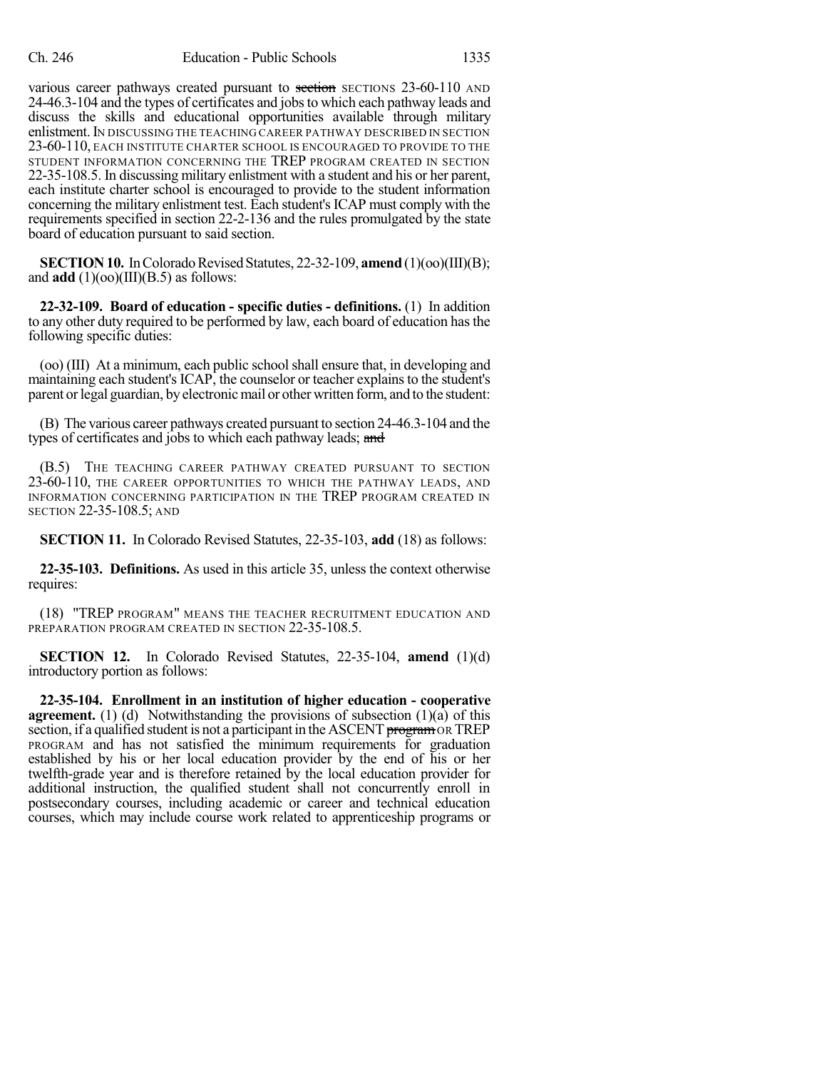various career pathways created pursuant to ~~section~~ SECTIONS 23-60-110 AND 24-46.3-104 and the types of certificates and jobs to which each pathway leads and discuss the skills and educational opportunities available through military enlistment. IN DISCUSSING THE TEACHING CAREER PATHWAY DESCRIBED IN SECTION 23-60-110, EACH INSTITUTE CHARTER SCHOOL IS ENCOURAGED TO PROVIDE TO THE STUDENT INFORMATION CONCERNING THE TREP PROGRAM CREATED IN SECTION 22-35-108.5. In discussing military enlistment with a student and his or her parent, each institute charter school is encouraged to provide to the student information concerning the military enlistment test. Each student's ICAP must comply with the requirements specified in section 22-2-136 and the rules promulgated by the state board of education pursuant to said section.

**SECTION 10.** In Colorado Revised Statutes, 22-32-109, **amend** (1)(oo)(III)(B); and **add** (1)(oo)(III)(B.5) as follows:

**22-32-109. Board of education - specific duties - definitions.** (1) In addition to any other duty required to be performed by law, each board of education has the following specific duties:

(oo) (III) At a minimum, each public school shall ensure that, in developing and maintaining each student's ICAP, the counselor or teacher explains to the student's parent or legal guardian, by electronic mail or other written form, and to the student:

(B) The various career pathways created pursuant to section 24-46.3-104 and the types of certificates and jobs to which each pathway leads; ~~and~~

(B.5) THE TEACHING CAREER PATHWAY CREATED PURSUANT TO SECTION 23-60-110, THE CAREER OPPORTUNITIES TO WHICH THE PATHWAY LEADS, AND INFORMATION CONCERNING PARTICIPATION IN THE TREP PROGRAM CREATED IN SECTION 22-35-108.5; AND

**SECTION 11.** In Colorado Revised Statutes, 22-35-103, **add** (18) as follows:

**22-35-103. Definitions.** As used in this article 35, unless the context otherwise requires:

(18) "TREP PROGRAM" MEANS THE TEACHER RECRUITMENT EDUCATION AND PREPARATION PROGRAM CREATED IN SECTION 22-35-108.5.

**SECTION 12.** In Colorado Revised Statutes, 22-35-104, **amend** (1)(d) introductory portion as follows:

**22-35-104. Enrollment in an institution of higher education - cooperative agreement.** (1) (d) Notwithstanding the provisions of subsection (1)(a) of this section, if a qualified student is not a participant in the ASCENT ~~program~~ OR TREP PROGRAM and has not satisfied the minimum requirements for graduation established by his or her local education provider by the end of his or her twelfth-grade year and is therefore retained by the local education provider for additional instruction, the qualified student shall not concurrently enroll in postsecondary courses, including academic or career and technical education courses, which may include course work related to apprenticeship programs or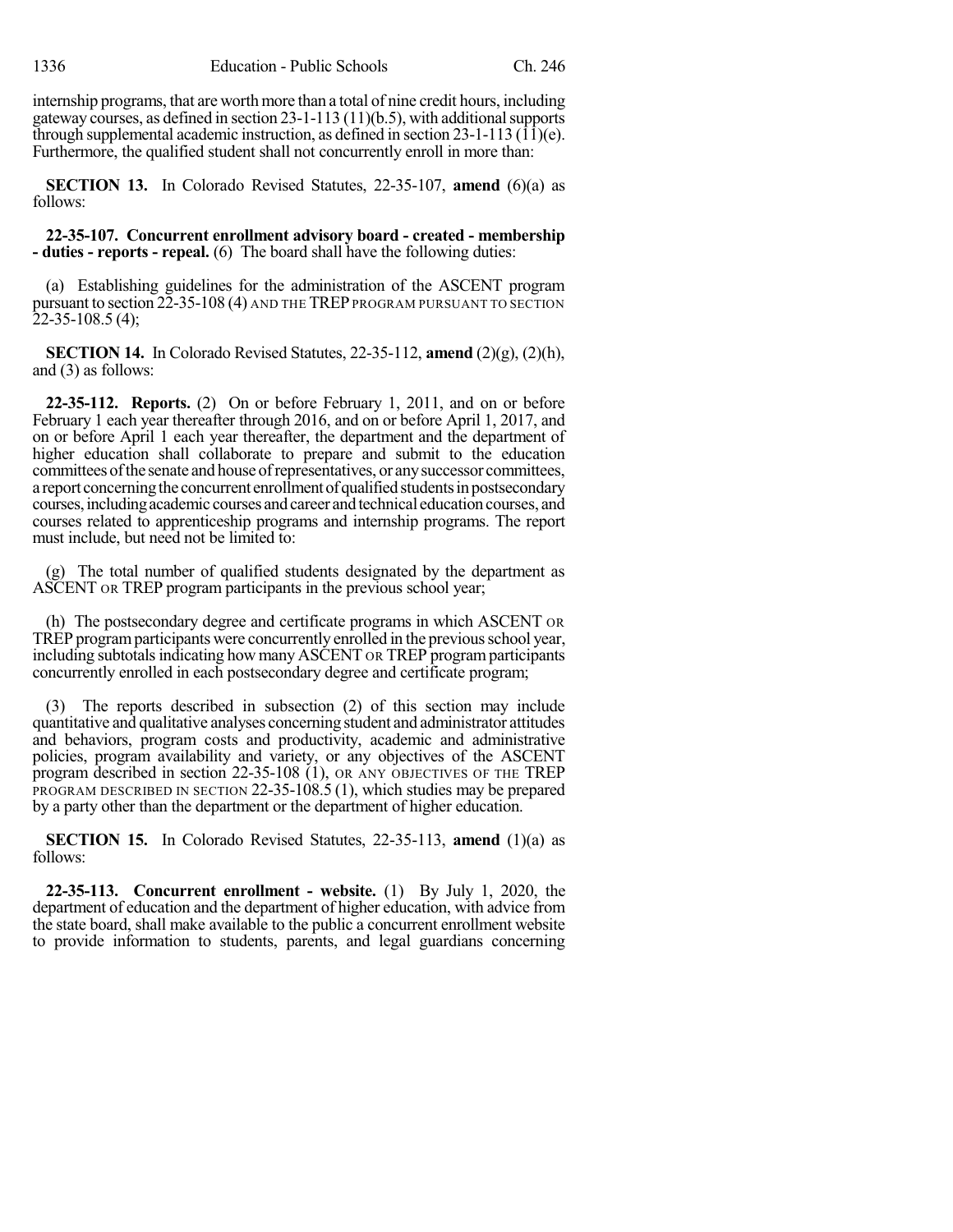internship programs, that are worth more than a total of nine credit hours, including gateway courses, as defined in section 23-1-113 (11)(b.5), with additional supports through supplemental academic instruction, as defined in section 23-1-113 (11)(e). Furthermore, the qualified student shall not concurrently enroll in more than:

**SECTION 13.** In Colorado Revised Statutes, 22-35-107, **amend** (6)(a) as follows:

**22-35-107. Concurrent enrollment advisory board - created - membership - duties - reports - repeal.** (6) The board shall have the following duties:

(a) Establishing guidelines for the administration of the ASCENT program pursuant to section 22-35-108 (4) AND THE TREP PROGRAM PURSUANT TO SECTION 22-35-108.5 (4);

**SECTION 14.** In Colorado Revised Statutes, 22-35-112, **amend** (2)(g), (2)(h), and (3) as follows:

**22-35-112. Reports.** (2) On or before February 1, 2011, and on or before February 1 each year thereafter through 2016, and on or before April 1, 2017, and on or before April 1 each year thereafter, the department and the department of higher education shall collaborate to prepare and submit to the education committees of the senate and house of representatives, or any successor committees, a report concerning the concurrent enrollment of qualified students in postsecondary courses, including academic courses and career and technical education courses, and courses related to apprenticeship programs and internship programs. The report must include, but need not be limited to:

(g) The total number of qualified students designated by the department as ASCENT OR TREP program participants in the previous school year;

(h) The postsecondary degree and certificate programs in which ASCENT OR TREP program participants were concurrently enrolled in the previous school year, including subtotals indicating how many ASCENT OR TREP program participants concurrently enrolled in each postsecondary degree and certificate program;

(3) The reports described in subsection (2) of this section may include quantitative and qualitative analyses concerning student and administrator attitudes and behaviors, program costs and productivity, academic and administrative policies, program availability and variety, or any objectives of the ASCENT program described in section 22-35-108 (1), OR ANY OBJECTIVES OF THE TREP PROGRAM DESCRIBED IN SECTION 22-35-108.5 (1), which studies may be prepared by a party other than the department or the department of higher education.

**SECTION 15.** In Colorado Revised Statutes, 22-35-113, **amend** (1)(a) as follows:

**22-35-113. Concurrent enrollment - website.** (1) By July 1, 2020, the department of education and the department of higher education, with advice from the state board, shall make available to the public a concurrent enrollment website to provide information to students, parents, and legal guardians concerning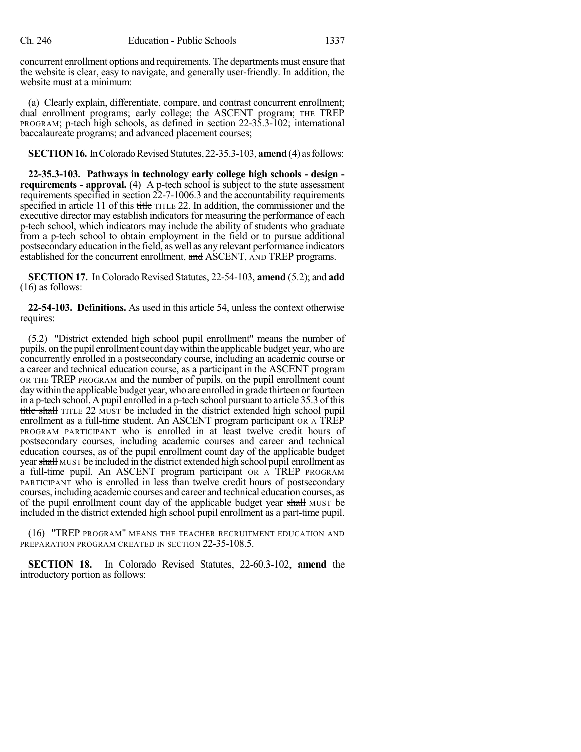concurrent enrollment options and requirements. The departments must ensure that the website is clear, easy to navigate, and generally user-friendly. In addition, the website must at a minimum:

(a) Clearly explain, differentiate, compare, and contrast concurrent enrollment; dual enrollment programs; early college; the ASCENT program; THE TREP PROGRAM; p-tech high schools, as defined in section 22-35.3-102; international baccalaureate programs; and advanced placement courses;

**SECTION 16.** In Colorado Revised Statutes, 22-35.3-103, **amend** (4) as follows:

**22-35.3-103. Pathways in technology early college high schools - design - requirements - approval.** (4) A p-tech school is subject to the state assessment requirements specified in section 22-7-1006.3 and the accountability requirements specified in article 11 of this ~~title~~ TITLE 22. In addition, the commissioner and the executive director may establish indicators for measuring the performance of each p-tech school, which indicators may include the ability of students who graduate from a p-tech school to obtain employment in the field or to pursue additional postsecondary education in the field, as well as any relevant performance indicators established for the concurrent enrollment, ~~and~~ ASCENT, AND TREP programs.

**SECTION 17.** In Colorado Revised Statutes, 22-54-103, **amend** (5.2); and **add** (16) as follows:

**22-54-103. Definitions.** As used in this article 54, unless the context otherwise requires:

(5.2) "District extended high school pupil enrollment" means the number of pupils, on the pupil enrollment count day within the applicable budget year, who are concurrently enrolled in a postsecondary course, including an academic course or a career and technical education course, as a participant in the ASCENT program OR THE TREP PROGRAM and the number of pupils, on the pupil enrollment count day within the applicable budget year, who are enrolled in grade thirteen or fourteen in a p-tech school. A pupil enrolled in a p-tech school pursuant to article 35.3 of this ~~title shall~~ TITLE 22 MUST be included in the district extended high school pupil enrollment as a full-time student. An ASCENT program participant OR A TREP PROGRAM PARTICIPANT who is enrolled in at least twelve credit hours of postsecondary courses, including academic courses and career and technical education courses, as of the pupil enrollment count day of the applicable budget year ~~shall~~ MUST be included in the district extended high school pupil enrollment as a full-time pupil. An ASCENT program participant OR A TREP PROGRAM PARTICIPANT who is enrolled in less than twelve credit hours of postsecondary courses, including academic courses and career and technical education courses, as of the pupil enrollment count day of the applicable budget year ~~shall~~ MUST be included in the district extended high school pupil enrollment as a part-time pupil.

(16) "TREP PROGRAM" MEANS THE TEACHER RECRUITMENT EDUCATION AND PREPARATION PROGRAM CREATED IN SECTION 22-35-108.5.

**SECTION 18.** In Colorado Revised Statutes, 22-60.3-102, **amend** the introductory portion as follows: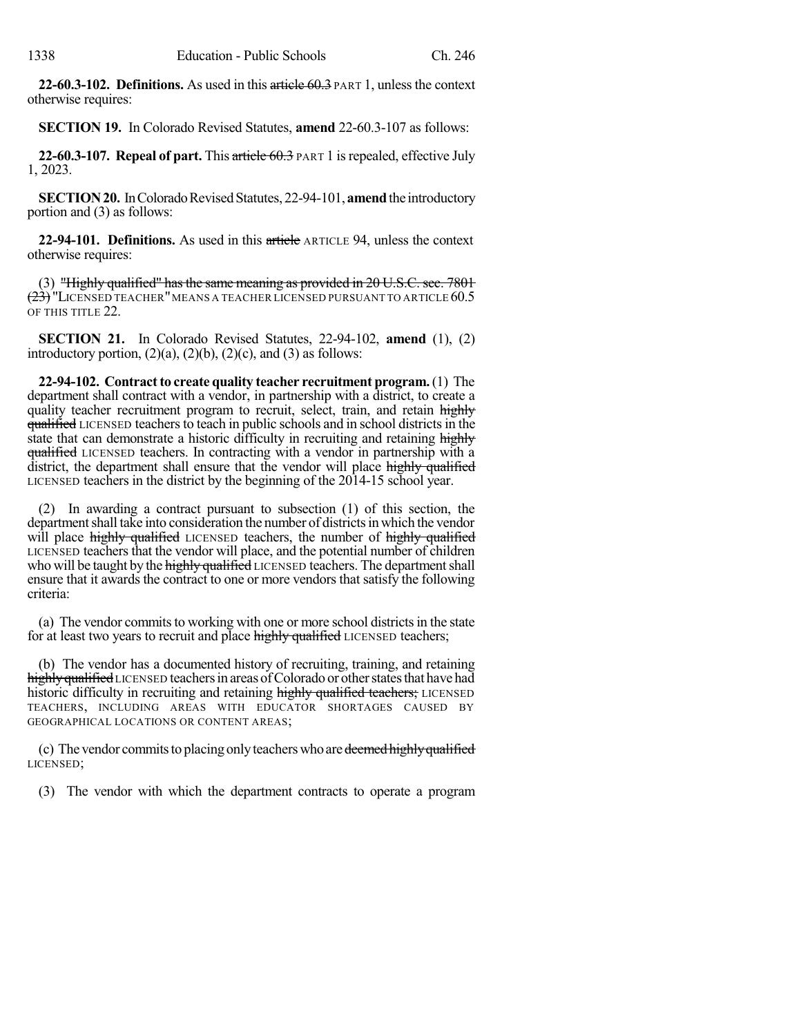**22-60.3-102. Definitions.** As used in this ~~article 60.3~~ PART 1, unless the context otherwise requires:

**SECTION 19.** In Colorado Revised Statutes, **amend** 22-60.3-107 as follows:

**22-60.3-107. Repeal of part.** This ~~article 60.3~~ PART 1 is repealed, effective July 1, 2023.

**SECTION 20.** In Colorado Revised Statutes, 22-94-101, **amend** the introductory portion and (3) as follows:

**22-94-101. Definitions.** As used in this ~~article~~ ARTICLE 94, unless the context otherwise requires:

(3) ~~"Highly qualified" has the same meaning as provided in 20 U.S.C. sec. 7801 (23)~~ "LICENSED TEACHER" MEANS A TEACHER LICENSED PURSUANT TO ARTICLE 60.5 OF THIS TITLE 22.

**SECTION 21.** In Colorado Revised Statutes, 22-94-102, **amend** (1), (2) introductory portion, (2)(a), (2)(b), (2)(c), and (3) as follows:

**22-94-102. Contract to create quality teacher recruitment program.** (1) The department shall contract with a vendor, in partnership with a district, to create a quality teacher recruitment program to recruit, select, train, and retain ~~highly qualified~~ LICENSED teachers to teach in public schools and in school districts in the state that can demonstrate a historic difficulty in recruiting and retaining ~~highly qualified~~ LICENSED teachers. In contracting with a vendor in partnership with a district, the department shall ensure that the vendor will place ~~highly qualified~~ LICENSED teachers in the district by the beginning of the 2014-15 school year.

(2) In awarding a contract pursuant to subsection (1) of this section, the department shall take into consideration the number of districts in which the vendor will place ~~highly qualified~~ LICENSED teachers, the number of ~~highly qualified~~ LICENSED teachers that the vendor will place, and the potential number of children who will be taught by the ~~highly qualified~~ LICENSED teachers. The department shall ensure that it awards the contract to one or more vendors that satisfy the following criteria:

(a) The vendor commits to working with one or more school districts in the state for at least two years to recruit and place ~~highly qualified~~ LICENSED teachers;

(b) The vendor has a documented history of recruiting, training, and retaining ~~highly qualified~~ LICENSED teachers in areas of Colorado or other states that have had historic difficulty in recruiting and retaining ~~highly qualified teachers;~~ LICENSED TEACHERS, INCLUDING AREAS WITH EDUCATOR SHORTAGES CAUSED BY GEOGRAPHICAL LOCATIONS OR CONTENT AREAS;

(c) The vendor commits to placing only teachers who are ~~deemed highly qualified~~ LICENSED;

(3) The vendor with which the department contracts to operate a program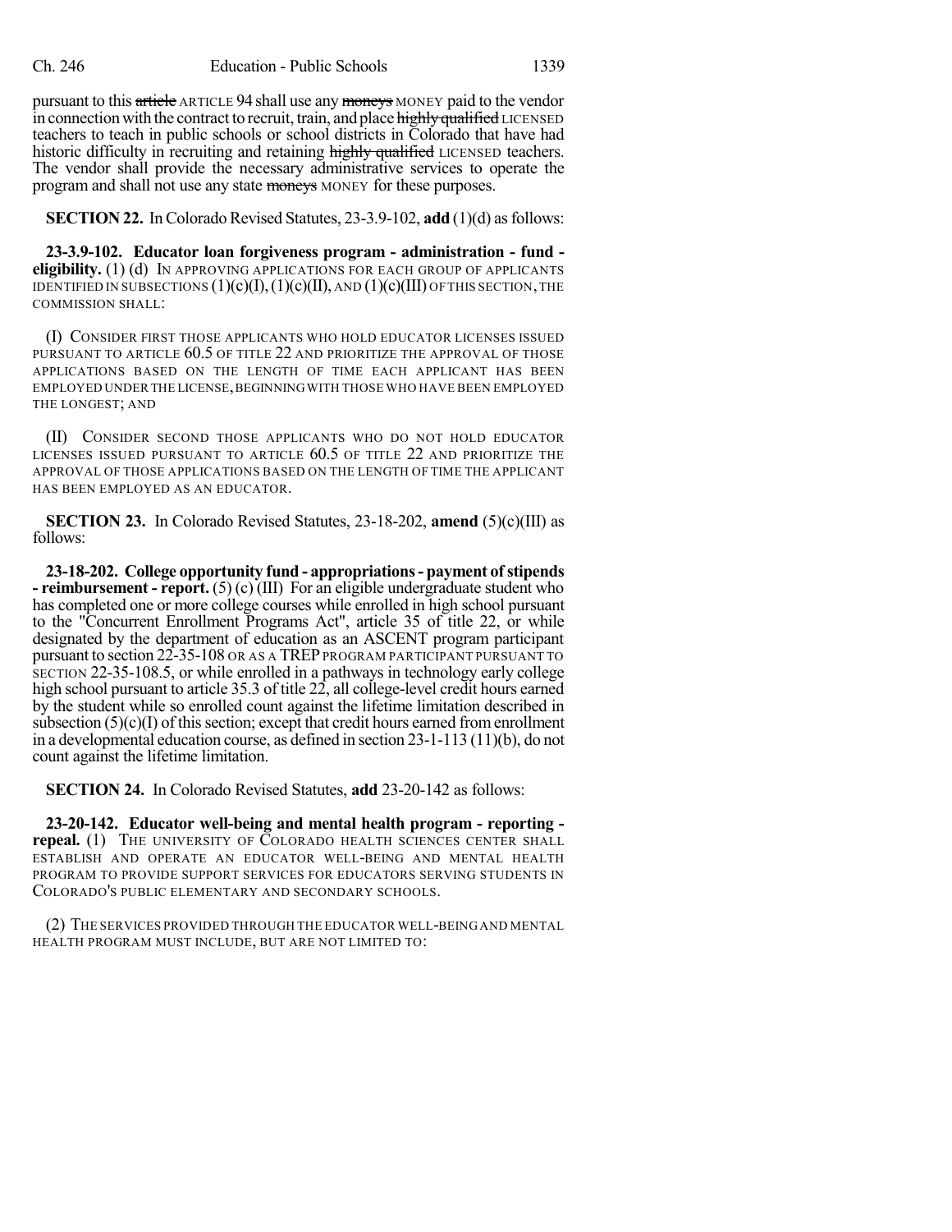pursuant to this ~~article~~ ARTICLE 94 shall use any ~~moneys~~ MONEY paid to the vendor in connection with the contract to recruit, train, and place ~~highly qualified~~ LICENSED teachers to teach in public schools or school districts in Colorado that have had historic difficulty in recruiting and retaining ~~highly qualified~~ LICENSED teachers. The vendor shall provide the necessary administrative services to operate the program and shall not use any state ~~moneys~~ MONEY for these purposes.

**SECTION 22.** In Colorado Revised Statutes, 23-3.9-102, **add** (1)(d) as follows:

**23-3.9-102. Educator loan forgiveness program - administration - fund - eligibility.** (1) (d) IN APPROVING APPLICATIONS FOR EACH GROUP OF APPLICANTS IDENTIFIED IN SUBSECTIONS (1)(c)(I), (1)(c)(II), AND (1)(c)(III) OF THIS SECTION, THE COMMISSION SHALL:

(I) CONSIDER FIRST THOSE APPLICANTS WHO HOLD EDUCATOR LICENSES ISSUED PURSUANT TO ARTICLE 60.5 OF TITLE 22 AND PRIORITIZE THE APPROVAL OF THOSE APPLICATIONS BASED ON THE LENGTH OF TIME EACH APPLICANT HAS BEEN EMPLOYED UNDER THE LICENSE, BEGINNING WITH THOSE WHO HAVE BEEN EMPLOYED THE LONGEST; AND

(II) CONSIDER SECOND THOSE APPLICANTS WHO DO NOT HOLD EDUCATOR LICENSES ISSUED PURSUANT TO ARTICLE 60.5 OF TITLE 22 AND PRIORITIZE THE APPROVAL OF THOSE APPLICATIONS BASED ON THE LENGTH OF TIME THE APPLICANT HAS BEEN EMPLOYED AS AN EDUCATOR.

**SECTION 23.** In Colorado Revised Statutes, 23-18-202, **amend** (5)(c)(III) as follows:

**23-18-202. College opportunity fund - appropriations - payment of stipends - reimbursement - report.** (5) (c) (III) For an eligible undergraduate student who has completed one or more college courses while enrolled in high school pursuant to the "Concurrent Enrollment Programs Act", article 35 of title 22, or while designated by the department of education as an ASCENT program participant pursuant to section 22-35-108 OR AS A TREP PROGRAM PARTICIPANT PURSUANT TO SECTION 22-35-108.5, or while enrolled in a pathways in technology early college high school pursuant to article 35.3 of title 22, all college-level credit hours earned by the student while so enrolled count against the lifetime limitation described in subsection (5)(c)(I) of this section; except that credit hours earned from enrollment in a developmental education course, as defined in section 23-1-113 (11)(b), do not count against the lifetime limitation.

**SECTION 24.** In Colorado Revised Statutes, **add** 23-20-142 as follows:

**23-20-142. Educator well-being and mental health program - reporting - repeal.** (1) THE UNIVERSITY OF COLORADO HEALTH SCIENCES CENTER SHALL ESTABLISH AND OPERATE AN EDUCATOR WELL-BEING AND MENTAL HEALTH PROGRAM TO PROVIDE SUPPORT SERVICES FOR EDUCATORS SERVING STUDENTS IN COLORADO'S PUBLIC ELEMENTARY AND SECONDARY SCHOOLS.

(2) THE SERVICES PROVIDED THROUGH THE EDUCATOR WELL-BEING AND MENTAL HEALTH PROGRAM MUST INCLUDE, BUT ARE NOT LIMITED TO: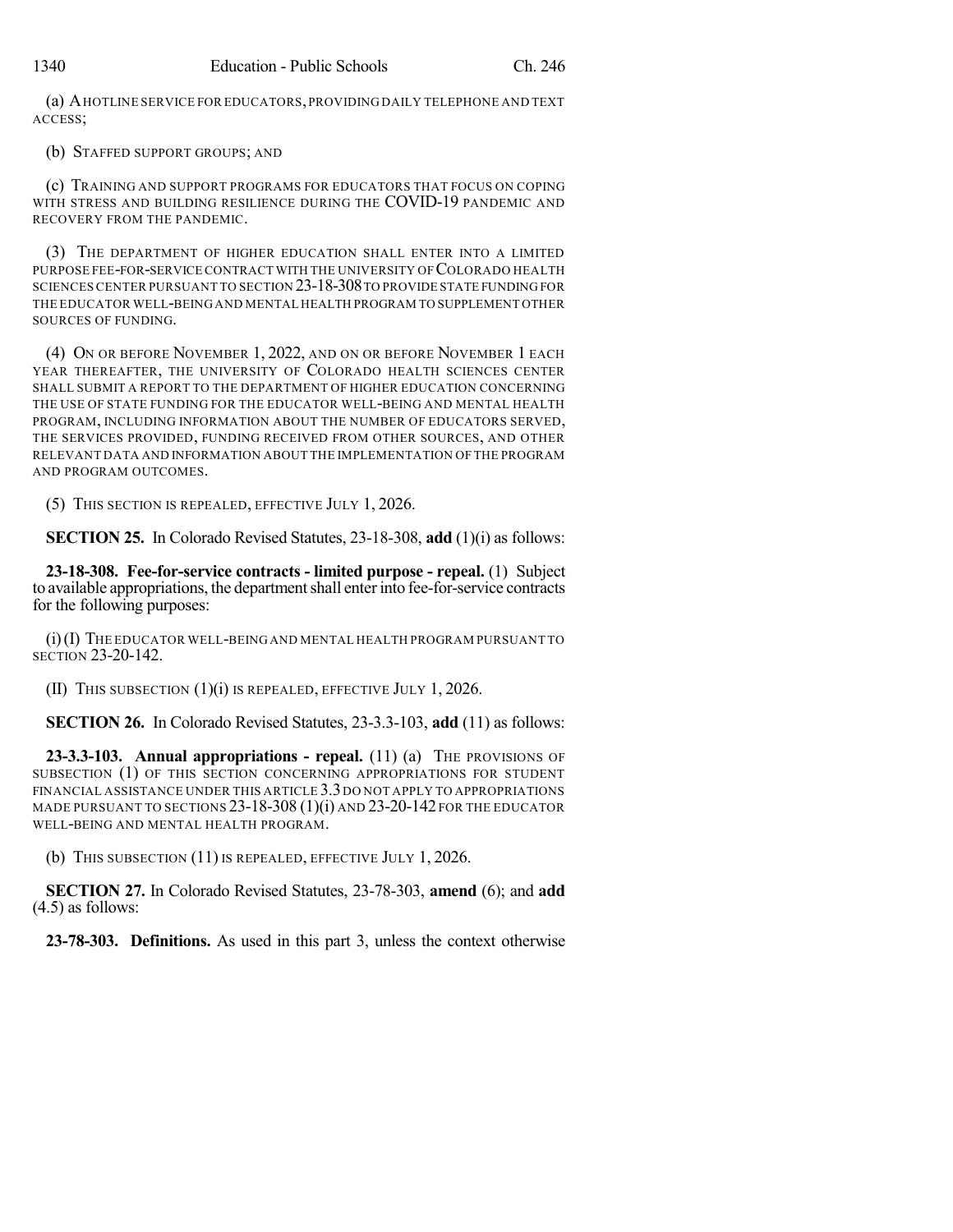(a) A HOTLINE SERVICE FOR EDUCATORS, PROVIDING DAILY TELEPHONE AND TEXT ACCESS;

(b) STAFFED SUPPORT GROUPS; AND

(c) TRAINING AND SUPPORT PROGRAMS FOR EDUCATORS THAT FOCUS ON COPING WITH STRESS AND BUILDING RESILIENCE DURING THE COVID-19 PANDEMIC AND RECOVERY FROM THE PANDEMIC.

(3) THE DEPARTMENT OF HIGHER EDUCATION SHALL ENTER INTO A LIMITED PURPOSE FEE-FOR-SERVICE CONTRACT WITH THE UNIVERSITY OF COLORADO HEALTH SCIENCES CENTER PURSUANT TO SECTION 23-18-308 TO PROVIDE STATE FUNDING FOR THE EDUCATOR WELL-BEING AND MENTAL HEALTH PROGRAM TO SUPPLEMENT OTHER SOURCES OF FUNDING.

(4) ON OR BEFORE NOVEMBER 1, 2022, AND ON OR BEFORE NOVEMBER 1 EACH YEAR THEREAFTER, THE UNIVERSITY OF COLORADO HEALTH SCIENCES CENTER SHALL SUBMIT A REPORT TO THE DEPARTMENT OF HIGHER EDUCATION CONCERNING THE USE OF STATE FUNDING FOR THE EDUCATOR WELL-BEING AND MENTAL HEALTH PROGRAM, INCLUDING INFORMATION ABOUT THE NUMBER OF EDUCATORS SERVED, THE SERVICES PROVIDED, FUNDING RECEIVED FROM OTHER SOURCES, AND OTHER RELEVANT DATA AND INFORMATION ABOUT THE IMPLEMENTATION OF THE PROGRAM AND PROGRAM OUTCOMES.

(5) THIS SECTION IS REPEALED, EFFECTIVE JULY 1, 2026.

**SECTION 25.** In Colorado Revised Statutes, 23-18-308, **add** (1)(i) as follows:

**23-18-308. Fee-for-service contracts - limited purpose - repeal.** (1) Subject to available appropriations, the department shall enter into fee-for-service contracts for the following purposes:

(i) (I) THE EDUCATOR WELL-BEING AND MENTAL HEALTH PROGRAM PURSUANT TO SECTION 23-20-142.

(II) THIS SUBSECTION (1)(i) IS REPEALED, EFFECTIVE JULY 1, 2026.

**SECTION 26.** In Colorado Revised Statutes, 23-3.3-103, **add** (11) as follows:

**23-3.3-103. Annual appropriations - repeal.** (11) (a) THE PROVISIONS OF SUBSECTION (1) OF THIS SECTION CONCERNING APPROPRIATIONS FOR STUDENT FINANCIAL ASSISTANCE UNDER THIS ARTICLE 3.3 DO NOT APPLY TO APPROPRIATIONS MADE PURSUANT TO SECTIONS 23-18-308 (1)(i) AND 23-20-142 FOR THE EDUCATOR WELL-BEING AND MENTAL HEALTH PROGRAM.

(b) THIS SUBSECTION (11) IS REPEALED, EFFECTIVE JULY 1, 2026.

**SECTION 27.** In Colorado Revised Statutes, 23-78-303, **amend** (6); and **add** (4.5) as follows:

**23-78-303. Definitions.** As used in this part 3, unless the context otherwise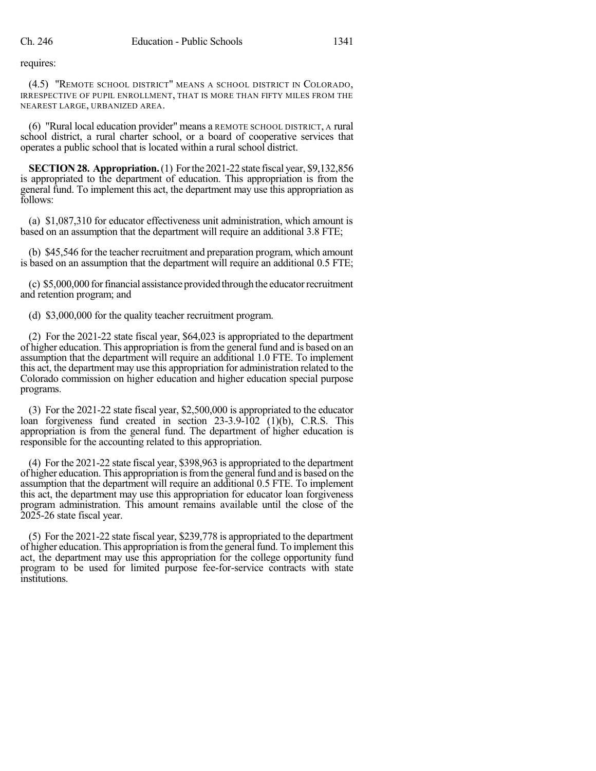requires:

(4.5) "REMOTE SCHOOL DISTRICT" MEANS A SCHOOL DISTRICT IN COLORADO, IRRESPECTIVE OF PUPIL ENROLLMENT, THAT IS MORE THAN FIFTY MILES FROM THE NEAREST LARGE, URBANIZED AREA.

(6) "Rural local education provider" means a REMOTE SCHOOL DISTRICT, A rural school district, a rural charter school, or a board of cooperative services that operates a public school that is located within a rural school district.

**SECTION 28. Appropriation.** (1) For the 2021-22 state fiscal year, $9,132,856 is appropriated to the department of education. This appropriation is from the general fund. To implement this act, the department may use this appropriation as follows:

(a) $1,087,310 for educator effectiveness unit administration, which amount is based on an assumption that the department will require an additional 3.8 FTE;

(b) $45,546 for the teacher recruitment and preparation program, which amount is based on an assumption that the department will require an additional 0.5 FTE;

(c) $5,000,000 for financial assistance provided through the educator recruitment and retention program; and

(d) $3,000,000 for the quality teacher recruitment program.

(2) For the 2021-22 state fiscal year, $64,023 is appropriated to the department of higher education. This appropriation is from the general fund and is based on an assumption that the department will require an additional 1.0 FTE. To implement this act, the department may use this appropriation for administration related to the Colorado commission on higher education and higher education special purpose programs.

(3) For the 2021-22 state fiscal year, $2,500,000 is appropriated to the educator loan forgiveness fund created in section 23-3.9-102 (1)(b), C.R.S. This appropriation is from the general fund. The department of higher education is responsible for the accounting related to this appropriation.

(4) For the 2021-22 state fiscal year, $398,963 is appropriated to the department of higher education. This appropriation is from the general fund and is based on the assumption that the department will require an additional 0.5 FTE. To implement this act, the department may use this appropriation for educator loan forgiveness program administration. This amount remains available until the close of the 2025-26 state fiscal year.

(5) For the 2021-22 state fiscal year, $239,778 is appropriated to the department of higher education. This appropriation is from the general fund. To implement this act, the department may use this appropriation for the college opportunity fund program to be used for limited purpose fee-for-service contracts with state institutions.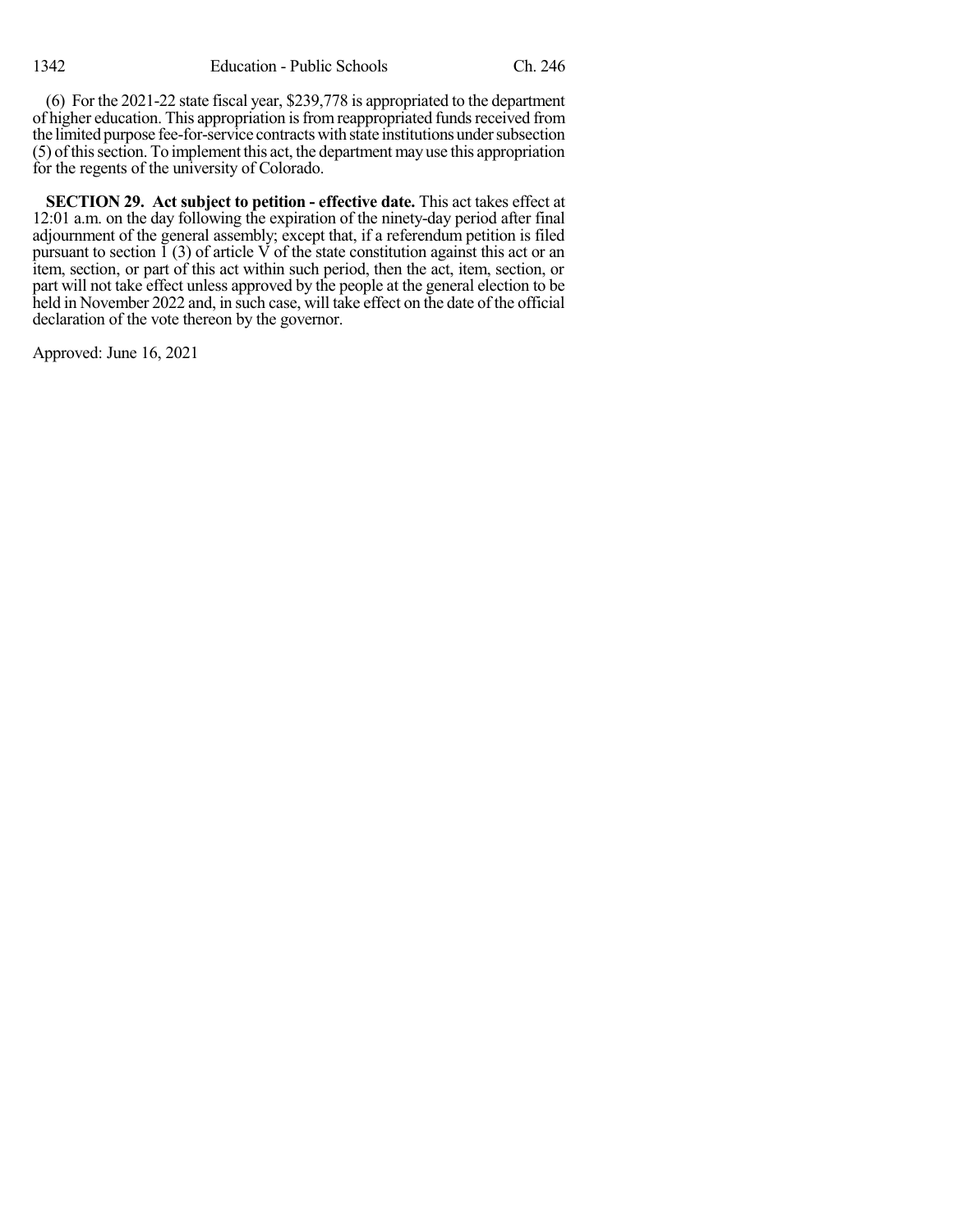(6) For the 2021-22 state fiscal year, $239,778 is appropriated to the department of higher education. This appropriation is from reappropriated funds received from the limited purpose fee-for-service contracts with state institutions under subsection (5) of this section. To implement this act, the department may use this appropriation for the regents of the university of Colorado.

**SECTION 29. Act subject to petition - effective date.** This act takes effect at 12:01 a.m. on the day following the expiration of the ninety-day period after final adjournment of the general assembly; except that, if a referendum petition is filed pursuant to section 1 (3) of article V of the state constitution against this act or an item, section, or part of this act within such period, then the act, item, section, or part will not take effect unless approved by the people at the general election to be held in November 2022 and, in such case, will take effect on the date of the official declaration of the vote thereon by the governor.

Approved: June 16, 2021